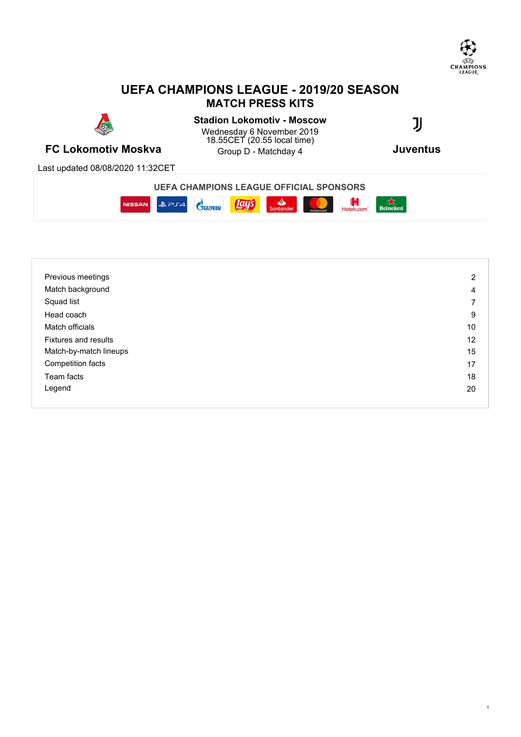# UEFA CHAMPIONS LEAGUE - 2019/20 SEASON

## MATCH PRESS KITS

**Stadion Lokomotiv - Moscow**

Wednesday 6 November 2019
18.55CET (20.55 local time)
Group D - Matchday 4

**FC Lokomotiv Moskva** — **Juventus**

Last updated 08/08/2020 11:32CET

**UEFA CHAMPIONS LEAGUE OFFICIAL SPONSORS**

| | |
|---|---|
| Previous meetings | 2 |
| Match background | 4 |
| Squad list | 7 |
| Head coach | 9 |
| Match officials | 10 |
| Fixtures and results | 12 |
| Match-by-match lineups | 15 |
| Competition facts | 17 |
| Team facts | 18 |
| Legend | 20 |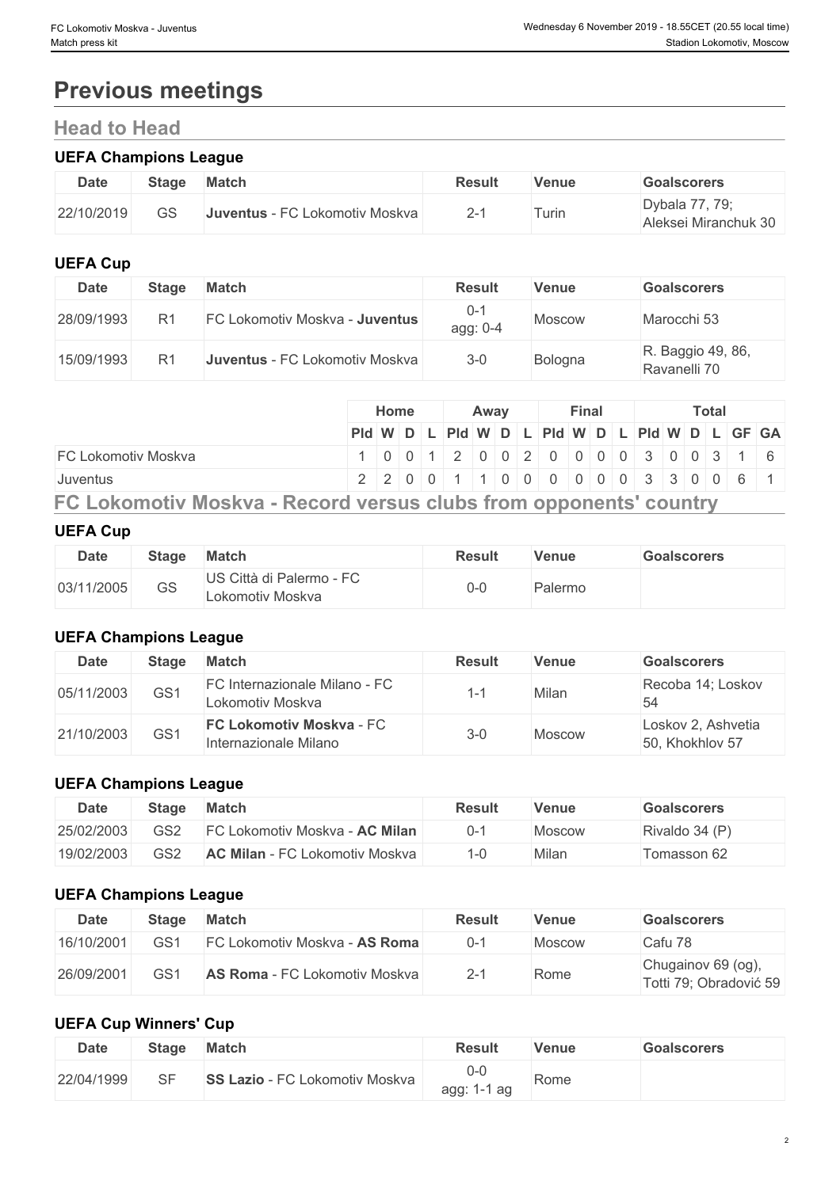# Previous meetings

## Head to Head

### UEFA Champions League

| Date | Stage | Match | Result | Venue | Goalscorers |
|---|---|---|---|---|---|
| 22/10/2019 | GS | **Juventus** - FC Lokomotiv Moskva | 2-1 | Turin | Dybala 77, 79; Aleksei Miranchuk 30 |

### UEFA Cup

| Date | Stage | Match | Result | Venue | Goalscorers |
|---|---|---|---|---|---|
| 28/09/1993 | R1 | FC Lokomotiv Moskva - **Juventus** | 0-1 agg: 0-4 | Moscow | Marocchi 53 |
| 15/09/1993 | R1 | **Juventus** - FC Lokomotiv Moskva | 3-0 | Bologna | R. Baggio 49, 86, Ravanelli 70 |

| | Home | | | | Away | | | | Final | | | | Total | | | | | |
|---|---|---|---|---|---|---|---|---|---|---|---|---|---|---|---|---|---|---|
| | Pld | W | D | L | Pld | W | D | L | Pld | W | D | L | Pld | W | D | L | GF | GA |
| FC Lokomotiv Moskva | 1 | 0 | 0 | 1 | 2 | 0 | 0 | 2 | 0 | 0 | 0 | 0 | 3 | 0 | 0 | 3 | 1 | 6 |
| Juventus | 2 | 2 | 0 | 0 | 1 | 1 | 0 | 0 | 0 | 0 | 0 | 0 | 3 | 3 | 0 | 0 | 6 | 1 |

## FC Lokomotiv Moskva - Record versus clubs from opponents' country

### UEFA Cup

| Date | Stage | Match | Result | Venue | Goalscorers |
|---|---|---|---|---|---|
| 03/11/2005 | GS | US Città di Palermo - FC Lokomotiv Moskva | 0-0 | Palermo | |

### UEFA Champions League

| Date | Stage | Match | Result | Venue | Goalscorers |
|---|---|---|---|---|---|
| 05/11/2003 | GS1 | FC Internazionale Milano - FC Lokomotiv Moskva | 1-1 | Milan | Recoba 14; Loskov 54 |
| 21/10/2003 | GS1 | **FC Lokomotiv Moskva** - FC Internazionale Milano | 3-0 | Moscow | Loskov 2, Ashvetia 50, Khokhlov 57 |

### UEFA Champions League

| Date | Stage | Match | Result | Venue | Goalscorers |
|---|---|---|---|---|---|
| 25/02/2003 | GS2 | FC Lokomotiv Moskva - **AC Milan** | 0-1 | Moscow | Rivaldo 34 (P) |
| 19/02/2003 | GS2 | **AC Milan** - FC Lokomotiv Moskva | 1-0 | Milan | Tomasson 62 |

### UEFA Champions League

| Date | Stage | Match | Result | Venue | Goalscorers |
|---|---|---|---|---|---|
| 16/10/2001 | GS1 | FC Lokomotiv Moskva - **AS Roma** | 0-1 | Moscow | Cafu 78 |
| 26/09/2001 | GS1 | **AS Roma** - FC Lokomotiv Moskva | 2-1 | Rome | Chugainov 69 (og), Totti 79; Obradović 59 |

### UEFA Cup Winners' Cup

| Date | Stage | Match | Result | Venue | Goalscorers |
|---|---|---|---|---|---|
| 22/04/1999 | SF | **SS Lazio** - FC Lokomotiv Moskva | 0-0 agg: 1-1 ag | Rome | |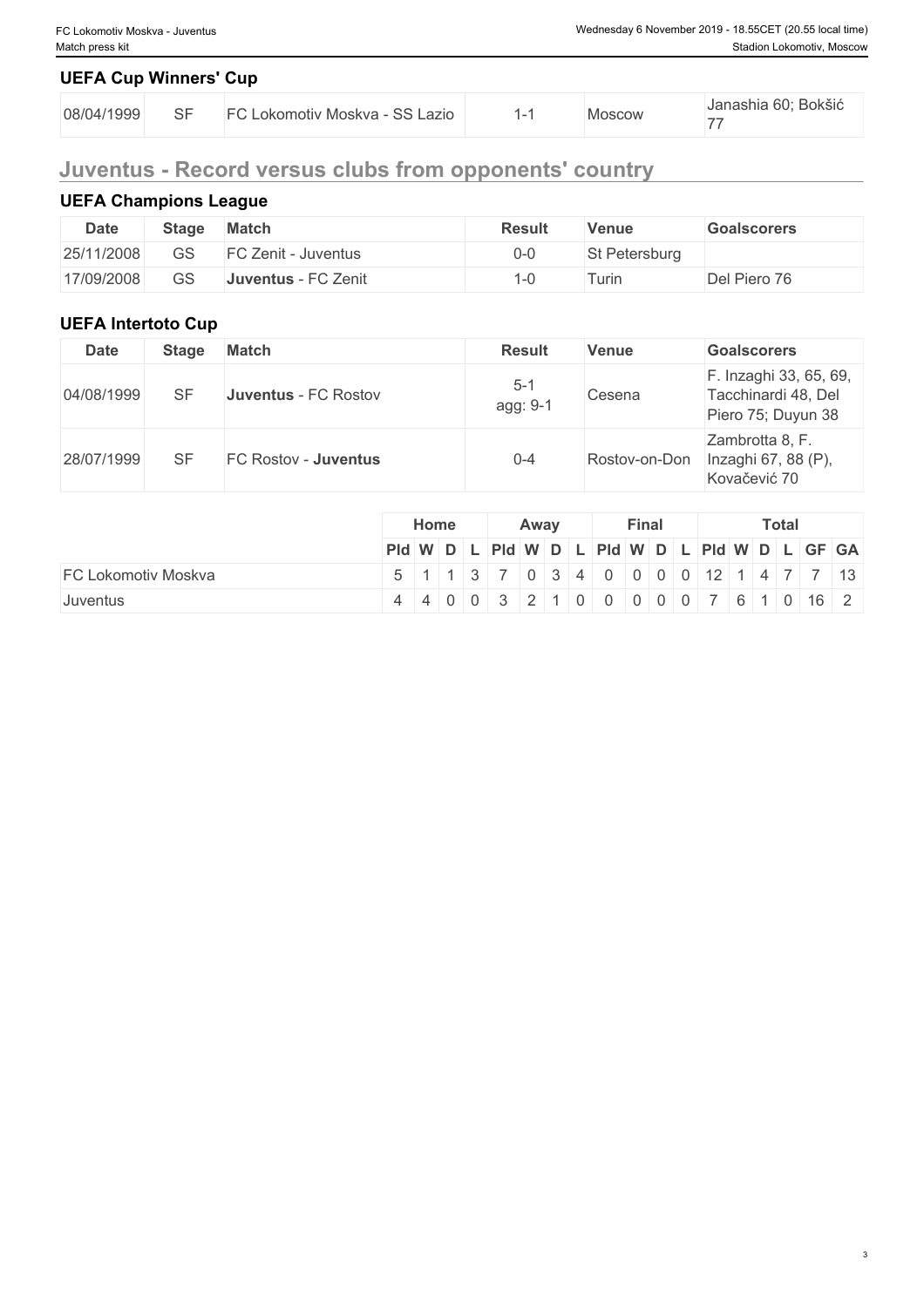### UEFA Cup Winners' Cup

| | | | | | |
|---|---|---|---|---|---|
| 08/04/1999 | SF | FC Lokomotiv Moskva - SS Lazio | 1-1 | Moscow | Janashia 60; Bokšić 77 |

## Juventus - Record versus clubs from opponents' country

### UEFA Champions League

| Date | Stage | Match | Result | Venue | Goalscorers |
|---|---|---|---|---|---|
| 25/11/2008 | GS | FC Zenit - Juventus | 0-0 | St Petersburg | |
| 17/09/2008 | GS | **Juventus** - FC Zenit | 1-0 | Turin | Del Piero 76 |

### UEFA Intertoto Cup

| Date | Stage | Match | Result | Venue | Goalscorers |
|---|---|---|---|---|---|
| 04/08/1999 | SF | **Juventus** - FC Rostov | 5-1 agg: 9-1 | Cesena | F. Inzaghi 33, 65, 69, Tacchinardi 48, Del Piero 75; Duyun 38 |
| 28/07/1999 | SF | FC Rostov - **Juventus** | 0-4 | Rostov-on-Don | Zambrotta 8, F. Inzaghi 67, 88 (P), Kovačević 70 |

| | Home | | | | Away | | | | Final | | | | Total | | | | | |
|---|---|---|---|---|---|---|---|---|---|---|---|---|---|---|---|---|---|---|
| | Pld | W | D | L | Pld | W | D | L | Pld | W | D | L | Pld | W | D | L | GF | GA |
| FC Lokomotiv Moskva | 5 | 1 | 1 | 3 | 7 | 0 | 3 | 4 | 0 | 0 | 0 | 0 | 12 | 1 | 4 | 7 | 7 | 13 |
| Juventus | 4 | 4 | 0 | 0 | 3 | 2 | 1 | 0 | 0 | 0 | 0 | 0 | 7 | 6 | 1 | 0 | 16 | 2 |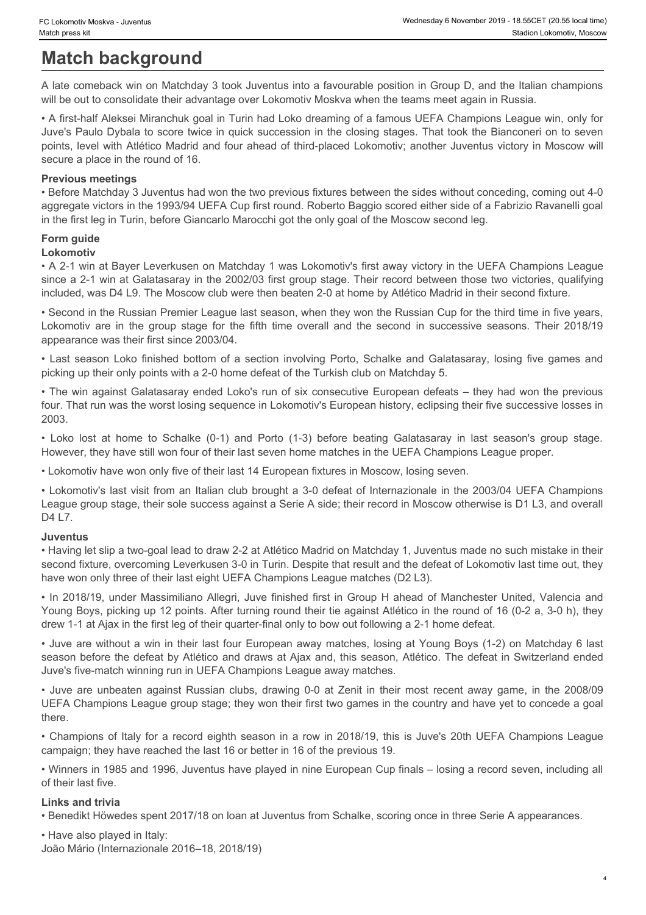# Match background

A late comeback win on Matchday 3 took Juventus into a favourable position in Group D, and the Italian champions will be out to consolidate their advantage over Lokomotiv Moskva when the teams meet again in Russia.

• A first-half Aleksei Miranchuk goal in Turin had Loko dreaming of a famous UEFA Champions League win, only for Juve's Paulo Dybala to score twice in quick succession in the closing stages. That took the Bianconeri on to seven points, level with Atlético Madrid and four ahead of third-placed Lokomotiv; another Juventus victory in Moscow will secure a place in the round of 16.

### Previous meetings

• Before Matchday 3 Juventus had won the two previous fixtures between the sides without conceding, coming out 4-0 aggregate victors in the 1993/94 UEFA Cup first round. Roberto Baggio scored either side of a Fabrizio Ravanelli goal in the first leg in Turin, before Giancarlo Marocchi got the only goal of the Moscow second leg.

### Form guide

#### Lokomotiv

• A 2-1 win at Bayer Leverkusen on Matchday 1 was Lokomotiv's first away victory in the UEFA Champions League since a 2-1 win at Galatasaray in the 2002/03 first group stage. Their record between those two victories, qualifying included, was D4 L9. The Moscow club were then beaten 2-0 at home by Atlético Madrid in their second fixture.

• Second in the Russian Premier League last season, when they won the Russian Cup for the third time in five years, Lokomotiv are in the group stage for the fifth time overall and the second in successive seasons. Their 2018/19 appearance was their first since 2003/04.

• Last season Loko finished bottom of a section involving Porto, Schalke and Galatasaray, losing five games and picking up their only points with a 2-0 home defeat of the Turkish club on Matchday 5.

• The win against Galatasaray ended Loko's run of six consecutive European defeats – they had won the previous four. That run was the worst losing sequence in Lokomotiv's European history, eclipsing their five successive losses in 2003.

• Loko lost at home to Schalke (0-1) and Porto (1-3) before beating Galatasaray in last season's group stage. However, they have still won four of their last seven home matches in the UEFA Champions League proper.

• Lokomotiv have won only five of their last 14 European fixtures in Moscow, losing seven.

• Lokomotiv's last visit from an Italian club brought a 3-0 defeat of Internazionale in the 2003/04 UEFA Champions League group stage, their sole success against a Serie A side; their record in Moscow otherwise is D1 L3, and overall D4 L7.

#### Juventus

• Having let slip a two-goal lead to draw 2-2 at Atlético Madrid on Matchday 1, Juventus made no such mistake in their second fixture, overcoming Leverkusen 3-0 in Turin. Despite that result and the defeat of Lokomotiv last time out, they have won only three of their last eight UEFA Champions League matches (D2 L3).

• In 2018/19, under Massimiliano Allegri, Juve finished first in Group H ahead of Manchester United, Valencia and Young Boys, picking up 12 points. After turning round their tie against Atlético in the round of 16 (0-2 a, 3-0 h), they drew 1-1 at Ajax in the first leg of their quarter-final only to bow out following a 2-1 home defeat.

• Juve are without a win in their last four European away matches, losing at Young Boys (1-2) on Matchday 6 last season before the defeat by Atlético and draws at Ajax and, this season, Atlético. The defeat in Switzerland ended Juve's five-match winning run in UEFA Champions League away matches.

• Juve are unbeaten against Russian clubs, drawing 0-0 at Zenit in their most recent away game, in the 2008/09 UEFA Champions League group stage; they won their first two games in the country and have yet to concede a goal there.

• Champions of Italy for a record eighth season in a row in 2018/19, this is Juve's 20th UEFA Champions League campaign; they have reached the last 16 or better in 16 of the previous 19.

• Winners in 1985 and 1996, Juventus have played in nine European Cup finals – losing a record seven, including all of their last five.

### Links and trivia

• Benedikt Höwedes spent 2017/18 on loan at Juventus from Schalke, scoring once in three Serie A appearances.

• Have also played in Italy:
João Mário (Internazionale 2016–18, 2018/19)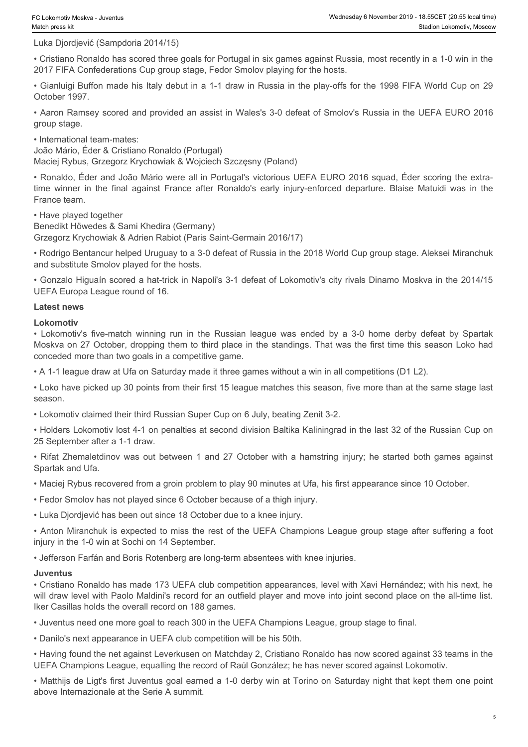Luka Djordjević (Sampdoria 2014/15)

• Cristiano Ronaldo has scored three goals for Portugal in six games against Russia, most recently in a 1-0 win in the 2017 FIFA Confederations Cup group stage, Fedor Smolov playing for the hosts.

• Gianluigi Buffon made his Italy debut in a 1-1 draw in Russia in the play-offs for the 1998 FIFA World Cup on 29 October 1997.

• Aaron Ramsey scored and provided an assist in Wales's 3-0 defeat of Smolov's Russia in the UEFA EURO 2016 group stage.

• International team-mates:
João Mário, Éder & Cristiano Ronaldo (Portugal)
Maciej Rybus, Grzegorz Krychowiak & Wojciech Szczęsny (Poland)

• Ronaldo, Éder and João Mário were all in Portugal's victorious UEFA EURO 2016 squad, Éder scoring the extra-time winner in the final against France after Ronaldo's early injury-enforced departure. Blaise Matuidi was in the France team.

• Have played together
Benedikt Höwedes & Sami Khedira (Germany)
Grzegorz Krychowiak & Adrien Rabiot (Paris Saint-Germain 2016/17)

• Rodrigo Bentancur helped Uruguay to a 3-0 defeat of Russia in the 2018 World Cup group stage. Aleksei Miranchuk and substitute Smolov played for the hosts.

• Gonzalo Higuaín scored a hat-trick in Napoli's 3-1 defeat of Lokomotiv's city rivals Dinamo Moskva in the 2014/15 UEFA Europa League round of 16.

## Latest news

### Lokomotiv

• Lokomotiv's five-match winning run in the Russian league was ended by a 3-0 home derby defeat by Spartak Moskva on 27 October, dropping them to third place in the standings. That was the first time this season Loko had conceded more than two goals in a competitive game.

• A 1-1 league draw at Ufa on Saturday made it three games without a win in all competitions (D1 L2).

• Loko have picked up 30 points from their first 15 league matches this season, five more than at the same stage last season.

• Lokomotiv claimed their third Russian Super Cup on 6 July, beating Zenit 3-2.

• Holders Lokomotiv lost 4-1 on penalties at second division Baltika Kaliningrad in the last 32 of the Russian Cup on 25 September after a 1-1 draw.

• Rifat Zhemaletdinov was out between 1 and 27 October with a hamstring injury; he started both games against Spartak and Ufa.

• Maciej Rybus recovered from a groin problem to play 90 minutes at Ufa, his first appearance since 10 October.

• Fedor Smolov has not played since 6 October because of a thigh injury.

• Luka Djordjević has been out since 18 October due to a knee injury.

• Anton Miranchuk is expected to miss the rest of the UEFA Champions League group stage after suffering a foot injury in the 1-0 win at Sochi on 14 September.

• Jefferson Farfán and Boris Rotenberg are long-term absentees with knee injuries.

### Juventus

• Cristiano Ronaldo has made 173 UEFA club competition appearances, level with Xavi Hernández; with his next, he will draw level with Paolo Maldini's record for an outfield player and move into joint second place on the all-time list. Iker Casillas holds the overall record on 188 games.

• Juventus need one more goal to reach 300 in the UEFA Champions League, group stage to final.

• Danilo's next appearance in UEFA club competition will be his 50th.

• Having found the net against Leverkusen on Matchday 2, Cristiano Ronaldo has now scored against 33 teams in the UEFA Champions League, equalling the record of Raúl González; he has never scored against Lokomotiv.

• Matthijs de Ligt's first Juventus goal earned a 1-0 derby win at Torino on Saturday night that kept them one point above Internazionale at the Serie A summit.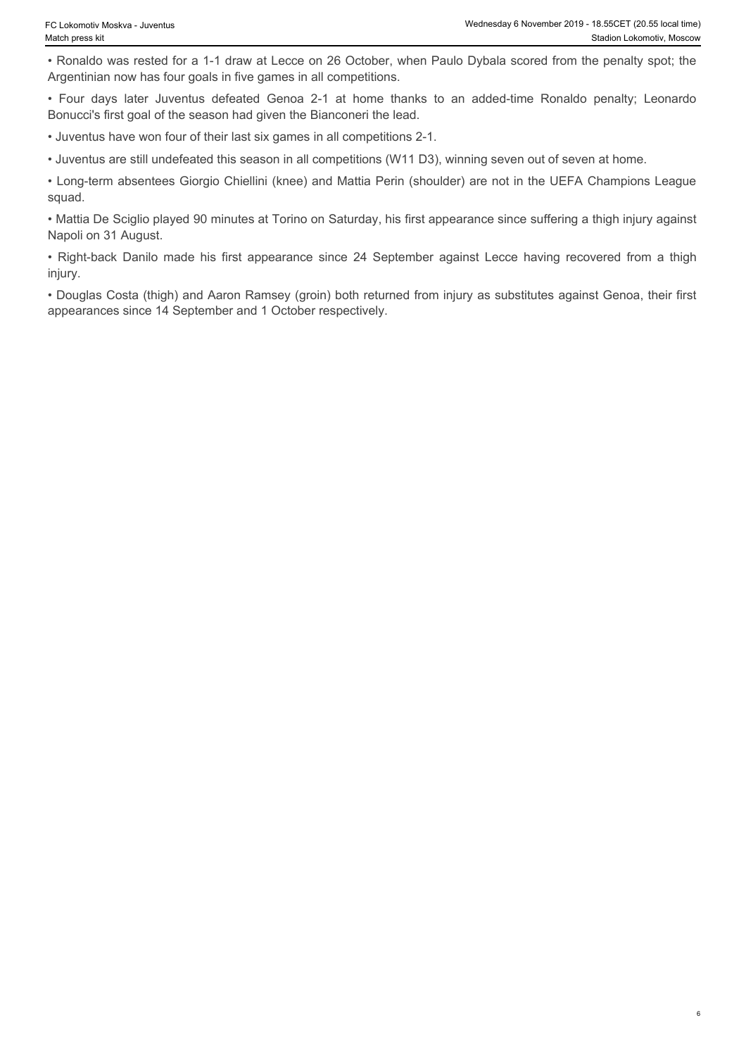- Ronaldo was rested for a 1-1 draw at Lecce on 26 October, when Paulo Dybala scored from the penalty spot; the Argentinian now has four goals in five games in all competitions.
- Four days later Juventus defeated Genoa 2-1 at home thanks to an added-time Ronaldo penalty; Leonardo Bonucci's first goal of the season had given the Bianconeri the lead.
- Juventus have won four of their last six games in all competitions 2-1.
- Juventus are still undefeated this season in all competitions (W11 D3), winning seven out of seven at home.
- Long-term absentees Giorgio Chiellini (knee) and Mattia Perin (shoulder) are not in the UEFA Champions League squad.
- Mattia De Sciglio played 90 minutes at Torino on Saturday, his first appearance since suffering a thigh injury against Napoli on 31 August.
- Right-back Danilo made his first appearance since 24 September against Lecce having recovered from a thigh injury.
- Douglas Costa (thigh) and Aaron Ramsey (groin) both returned from injury as substitutes against Genoa, their first appearances since 14 September and 1 October respectively.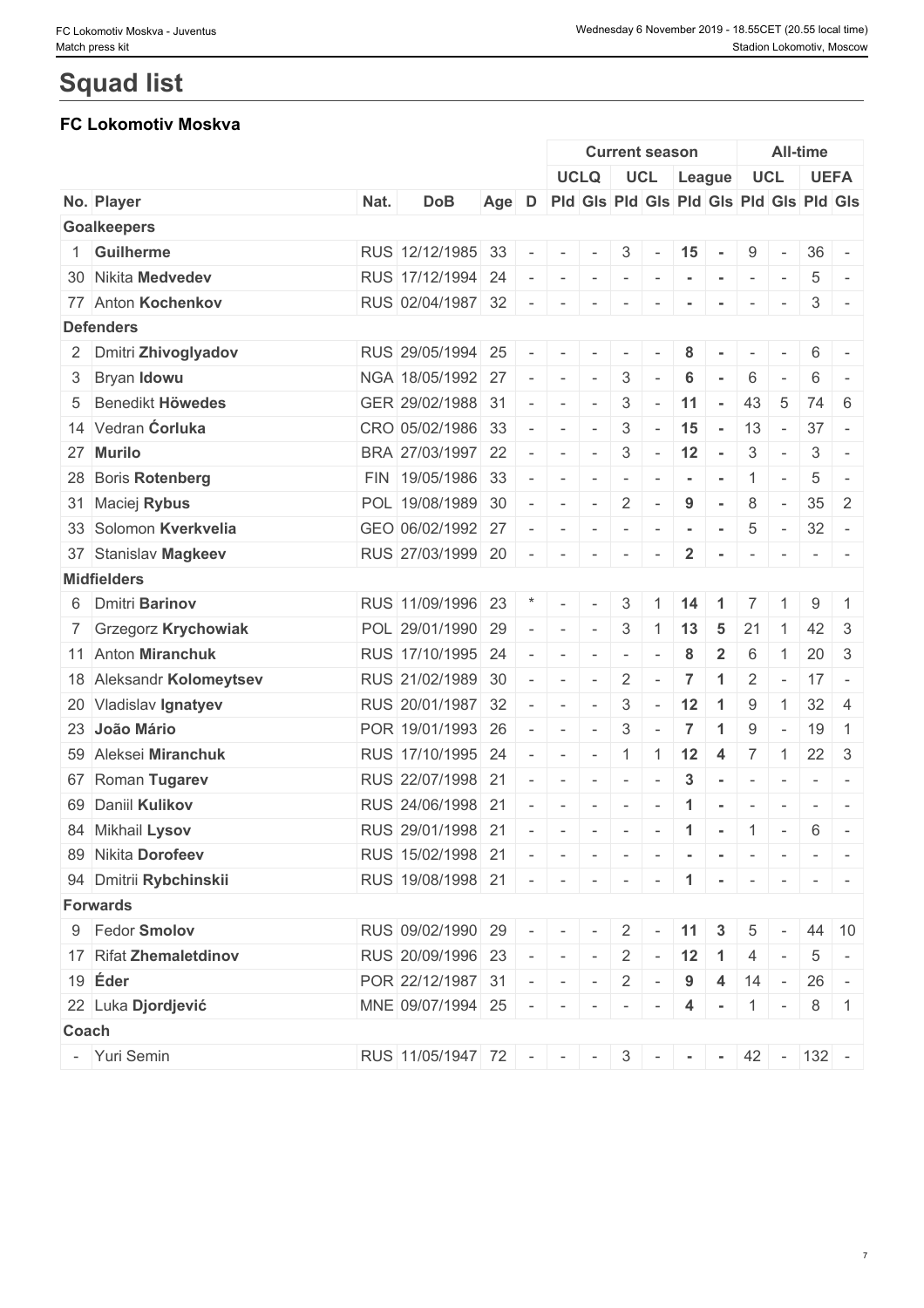# Squad list

## FC Lokomotiv Moskva

| | | | | | | Current season | | | | | | All-time | | | |
|---|---|---|---|---|---|---|---|---|---|---|---|---|---|---|---|
| | | | | | | UCLQ | | UCL | | League | | UCL | | UEFA | |
| No. | Player | Nat. | DoB | Age | D | Pld | Gls | Pld | Gls | Pld | Gls | Pld | Gls | Pld | Gls |
| **Goalkeepers** | | | | | | | | | | | | | | | |
| 1 | **Guilherme** | RUS | 12/12/1985 | 33 | - | - | - | 3 | - | 15 | - | 9 | - | 36 | - |
| 30 | Nikita **Medvedev** | RUS | 17/12/1994 | 24 | - | - | - | - | - | - | - | - | - | 5 | - |
| 77 | Anton **Kochenkov** | RUS | 02/04/1987 | 32 | - | - | - | - | - | - | - | - | - | 3 | - |
| **Defenders** | | | | | | | | | | | | | | | |
| 2 | Dmitri **Zhivoglyadov** | RUS | 29/05/1994 | 25 | - | - | - | - | - | 8 | - | - | - | 6 | - |
| 3 | Bryan **Idowu** | NGA | 18/05/1992 | 27 | - | - | - | 3 | - | 6 | - | 6 | - | 6 | - |
| 5 | Benedikt **Höwedes** | GER | 29/02/1988 | 31 | - | - | - | 3 | - | 11 | - | 43 | 5 | 74 | 6 |
| 14 | Vedran **Ćorluka** | CRO | 05/02/1986 | 33 | - | - | - | 3 | - | 15 | - | 13 | - | 37 | - |
| 27 | **Murilo** | BRA | 27/03/1997 | 22 | - | - | - | 3 | - | 12 | - | 3 | - | 3 | - |
| 28 | Boris **Rotenberg** | FIN | 19/05/1986 | 33 | - | - | - | - | - | - | - | 1 | - | 5 | - |
| 31 | Maciej **Rybus** | POL | 19/08/1989 | 30 | - | - | - | 2 | - | 9 | - | 8 | - | 35 | 2 |
| 33 | Solomon **Kverkvelia** | GEO | 06/02/1992 | 27 | - | - | - | - | - | - | - | 5 | - | 32 | - |
| 37 | Stanislav **Magkeev** | RUS | 27/03/1999 | 20 | - | - | - | - | - | 2 | - | - | - | - | - |
| **Midfielders** | | | | | | | | | | | | | | | |
| 6 | Dmitri **Barinov** | RUS | 11/09/1996 | 23 | * | - | - | 3 | 1 | 14 | 1 | 7 | 1 | 9 | 1 |
| 7 | Grzegorz **Krychowiak** | POL | 29/01/1990 | 29 | - | - | - | 3 | 1 | 13 | 5 | 21 | 1 | 42 | 3 |
| 11 | Anton **Miranchuk** | RUS | 17/10/1995 | 24 | - | - | - | - | - | 8 | 2 | 6 | 1 | 20 | 3 |
| 18 | Aleksandr **Kolomeytsev** | RUS | 21/02/1989 | 30 | - | - | - | 2 | - | 7 | 1 | 2 | - | 17 | - |
| 20 | Vladislav **Ignatyev** | RUS | 20/01/1987 | 32 | - | - | - | 3 | - | 12 | 1 | 9 | 1 | 32 | 4 |
| 23 | **João Mário** | POR | 19/01/1993 | 26 | - | - | - | 3 | - | 7 | 1 | 9 | - | 19 | 1 |
| 59 | Aleksei **Miranchuk** | RUS | 17/10/1995 | 24 | - | - | - | 1 | 1 | 12 | 4 | 7 | 1 | 22 | 3 |
| 67 | Roman **Tugarev** | RUS | 22/07/1998 | 21 | - | - | - | - | - | 3 | - | - | - | - | - |
| 69 | Daniil **Kulikov** | RUS | 24/06/1998 | 21 | - | - | - | - | - | 1 | - | - | - | - | - |
| 84 | Mikhail **Lysov** | RUS | 29/01/1998 | 21 | - | - | - | - | - | 1 | - | 1 | - | 6 | - |
| 89 | Nikita **Dorofeev** | RUS | 15/02/1998 | 21 | - | - | - | - | - | - | - | - | - | - | - |
| 94 | Dmitrii **Rybchinskii** | RUS | 19/08/1998 | 21 | - | - | - | - | - | 1 | - | - | - | - | - |
| **Forwards** | | | | | | | | | | | | | | | |
| 9 | Fedor **Smolov** | RUS | 09/02/1990 | 29 | - | - | - | 2 | - | 11 | 3 | 5 | - | 44 | 10 |
| 17 | Rifat **Zhemaletdinov** | RUS | 20/09/1996 | 23 | - | - | - | 2 | - | 12 | 1 | 4 | - | 5 | - |
| 19 | **Éder** | POR | 22/12/1987 | 31 | - | - | - | 2 | - | 9 | 4 | 14 | - | 26 | - |
| 22 | Luka **Djordjević** | MNE | 09/07/1994 | 25 | - | - | - | - | - | 4 | - | 1 | - | 8 | 1 |
| **Coach** | | | | | | | | | | | | | | | |
| - | Yuri Semin | RUS | 11/05/1947 | 72 | - | - | - | 3 | - | - | - | 42 | - | 132 | - |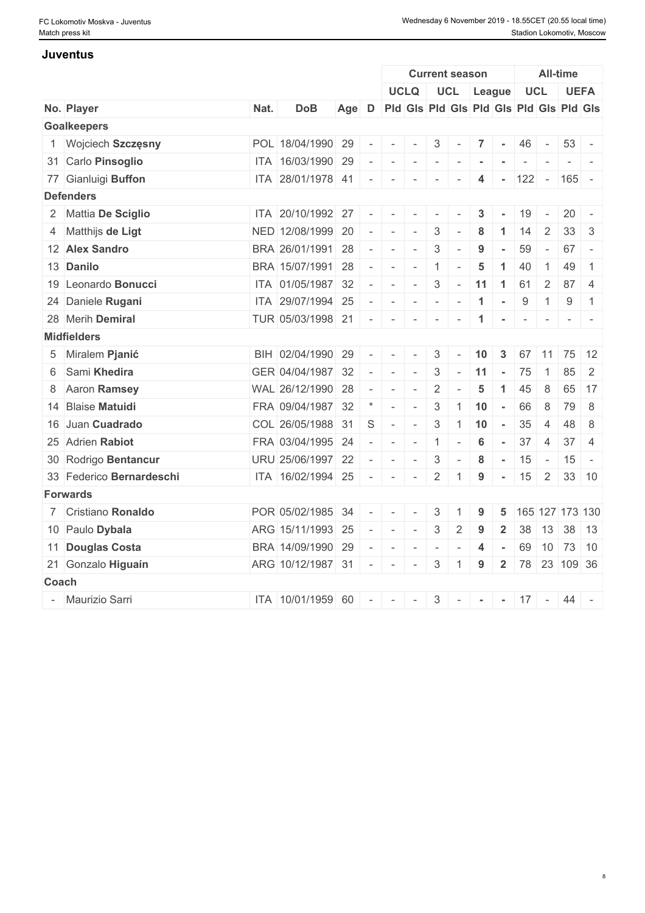## Juventus

| No. | Player | Nat. | DoB | Age | D | Current season | | | | | | All-time | | | |
|---|---|---|---|---|---|---|---|---|---|---|---|---|---|---|---|
| | | | | | | UCLQ | | UCL | | League | | UCL | | UEFA | |
| | | | | | | Pld | Gls | Pld | Gls | Pld | Gls | Pld | Gls | Pld | Gls |
| **Goalkeepers** | | | | | | | | | | | | | | | |
| 1 | Wojciech **Szczęsny** | POL | 18/04/1990 | 29 | - | - | - | 3 | - | **7** | **-** | 46 | - | 53 | - |
| 31 | Carlo **Pinsoglio** | ITA | 16/03/1990 | 29 | - | - | - | - | - | **-** | **-** | - | - | - | - |
| 77 | Gianluigi **Buffon** | ITA | 28/01/1978 | 41 | - | - | - | - | - | **4** | **-** | 122 | - | 165 | - |
| **Defenders** | | | | | | | | | | | | | | | |
| 2 | Mattia **De Sciglio** | ITA | 20/10/1992 | 27 | - | - | - | - | - | **3** | **-** | 19 | - | 20 | - |
| 4 | Matthijs **de Ligt** | NED | 12/08/1999 | 20 | - | - | - | 3 | - | **8** | **1** | 14 | 2 | 33 | 3 |
| 12 | **Alex Sandro** | BRA | 26/01/1991 | 28 | - | - | - | 3 | - | **9** | **-** | 59 | - | 67 | - |
| 13 | **Danilo** | BRA | 15/07/1991 | 28 | - | - | - | 1 | - | **5** | **1** | 40 | 1 | 49 | 1 |
| 19 | Leonardo **Bonucci** | ITA | 01/05/1987 | 32 | - | - | - | 3 | - | **11** | **1** | 61 | 2 | 87 | 4 |
| 24 | Daniele **Rugani** | ITA | 29/07/1994 | 25 | - | - | - | - | - | **1** | **-** | 9 | 1 | 9 | 1 |
| 28 | Merih **Demiral** | TUR | 05/03/1998 | 21 | - | - | - | - | - | **1** | **-** | - | - | - | - |
| **Midfielders** | | | | | | | | | | | | | | | |
| 5 | Miralem **Pjanić** | BIH | 02/04/1990 | 29 | - | - | - | 3 | - | **10** | **3** | 67 | 11 | 75 | 12 |
| 6 | Sami **Khedira** | GER | 04/04/1987 | 32 | - | - | - | 3 | - | **11** | **-** | 75 | 1 | 85 | 2 |
| 8 | Aaron **Ramsey** | WAL | 26/12/1990 | 28 | - | - | - | 2 | - | **5** | **1** | 45 | 8 | 65 | 17 |
| 14 | Blaise **Matuidi** | FRA | 09/04/1987 | 32 | * | - | - | 3 | 1 | **10** | **-** | 66 | 8 | 79 | 8 |
| 16 | Juan **Cuadrado** | COL | 26/05/1988 | 31 | S | - | - | 3 | 1 | **10** | **-** | 35 | 4 | 48 | 8 |
| 25 | Adrien **Rabiot** | FRA | 03/04/1995 | 24 | - | - | - | 1 | - | **6** | **-** | 37 | 4 | 37 | 4 |
| 30 | Rodrigo **Bentancur** | URU | 25/06/1997 | 22 | - | - | - | 3 | - | **8** | **-** | 15 | - | 15 | - |
| 33 | Federico **Bernardeschi** | ITA | 16/02/1994 | 25 | - | - | - | 2 | 1 | **9** | **-** | 15 | 2 | 33 | 10 |
| **Forwards** | | | | | | | | | | | | | | | |
| 7 | Cristiano **Ronaldo** | POR | 05/02/1985 | 34 | - | - | - | 3 | 1 | **9** | **5** | 165 | 127 | 173 | 130 |
| 10 | Paulo **Dybala** | ARG | 15/11/1993 | 25 | - | - | - | 3 | 2 | **9** | **2** | 38 | 13 | 38 | 13 |
| 11 | **Douglas Costa** | BRA | 14/09/1990 | 29 | - | - | - | - | - | **4** | **-** | 69 | 10 | 73 | 10 |
| 21 | Gonzalo **Higuaín** | ARG | 10/12/1987 | 31 | - | - | - | 3 | 1 | **9** | **2** | 78 | 23 | 109 | 36 |
| **Coach** | | | | | | | | | | | | | | | |
| - | Maurizio Sarri | ITA | 10/01/1959 | 60 | - | - | - | 3 | - | **-** | **-** | 17 | - | 44 | - |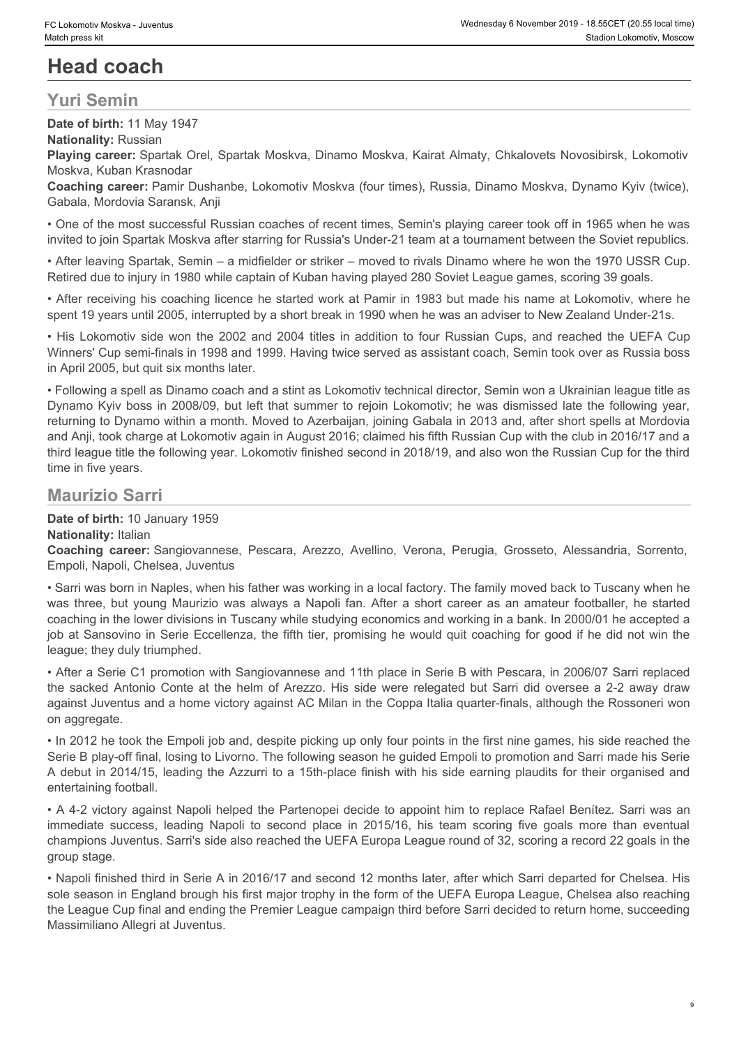# Head coach

## Yuri Semin

**Date of birth:** 11 May 1947

**Nationality:** Russian

**Playing career:** Spartak Orel, Spartak Moskva, Dinamo Moskva, Kairat Almaty, Chkalovets Novosibirsk, Lokomotiv Moskva, Kuban Krasnodar

**Coaching career:** Pamir Dushanbe, Lokomotiv Moskva (four times), Russia, Dinamo Moskva, Dynamo Kyiv (twice), Gabala, Mordovia Saransk, Anji

• One of the most successful Russian coaches of recent times, Semin's playing career took off in 1965 when he was invited to join Spartak Moskva after starring for Russia's Under-21 team at a tournament between the Soviet republics.

• After leaving Spartak, Semin – a midfielder or striker – moved to rivals Dinamo where he won the 1970 USSR Cup. Retired due to injury in 1980 while captain of Kuban having played 280 Soviet League games, scoring 39 goals.

• After receiving his coaching licence he started work at Pamir in 1983 but made his name at Lokomotiv, where he spent 19 years until 2005, interrupted by a short break in 1990 when he was an adviser to New Zealand Under-21s.

• His Lokomotiv side won the 2002 and 2004 titles in addition to four Russian Cups, and reached the UEFA Cup Winners' Cup semi-finals in 1998 and 1999. Having twice served as assistant coach, Semin took over as Russia boss in April 2005, but quit six months later.

• Following a spell as Dinamo coach and a stint as Lokomotiv technical director, Semin won a Ukrainian league title as Dynamo Kyiv boss in 2008/09, but left that summer to rejoin Lokomotiv; he was dismissed late the following year, returning to Dynamo within a month. Moved to Azerbaijan, joining Gabala in 2013 and, after short spells at Mordovia and Anji, took charge at Lokomotiv again in August 2016; claimed his fifth Russian Cup with the club in 2016/17 and a third league title the following year. Lokomotiv finished second in 2018/19, and also won the Russian Cup for the third time in five years.

## Maurizio Sarri

**Date of birth:** 10 January 1959

**Nationality:** Italian

**Coaching career:** Sangiovannese, Pescara, Arezzo, Avellino, Verona, Perugia, Grosseto, Alessandria, Sorrento, Empoli, Napoli, Chelsea, Juventus

• Sarri was born in Naples, when his father was working in a local factory. The family moved back to Tuscany when he was three, but young Maurizio was always a Napoli fan. After a short career as an amateur footballer, he started coaching in the lower divisions in Tuscany while studying economics and working in a bank. In 2000/01 he accepted a job at Sansovino in Serie Eccellenza, the fifth tier, promising he would quit coaching for good if he did not win the league; they duly triumphed.

• After a Serie C1 promotion with Sangiovannese and 11th place in Serie B with Pescara, in 2006/07 Sarri replaced the sacked Antonio Conte at the helm of Arezzo. His side were relegated but Sarri did oversee a 2-2 away draw against Juventus and a home victory against AC Milan in the Coppa Italia quarter-finals, although the Rossoneri won on aggregate.

• In 2012 he took the Empoli job and, despite picking up only four points in the first nine games, his side reached the Serie B play-off final, losing to Livorno. The following season he guided Empoli to promotion and Sarri made his Serie A debut in 2014/15, leading the Azzurri to a 15th-place finish with his side earning plaudits for their organised and entertaining football.

• A 4-2 victory against Napoli helped the Partenopei decide to appoint him to replace Rafael Benítez. Sarri was an immediate success, leading Napoli to second place in 2015/16, his team scoring five goals more than eventual champions Juventus. Sarri's side also reached the UEFA Europa League round of 32, scoring a record 22 goals in the group stage.

• Napoli finished third in Serie A in 2016/17 and second 12 months later, after which Sarri departed for Chelsea. His sole season in England brough his first major trophy in the form of the UEFA Europa League, Chelsea also reaching the League Cup final and ending the Premier League campaign third before Sarri decided to return home, succeeding Massimiliano Allegri at Juventus.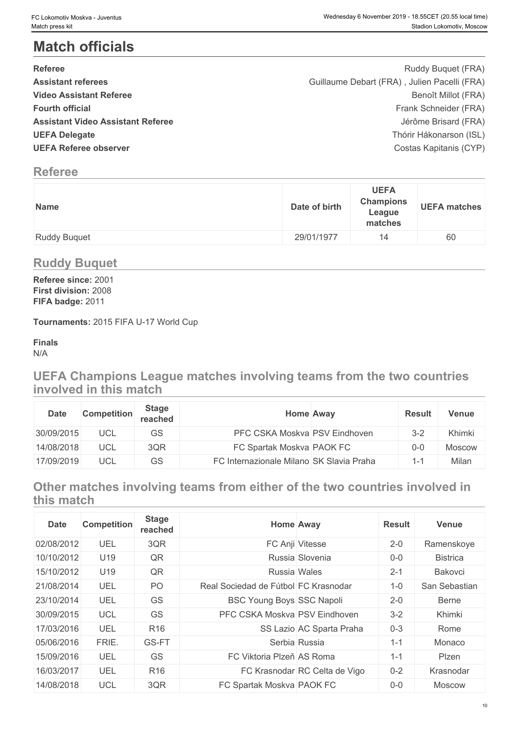# Match officials

| | |
|---|---|
| **Referee** | Ruddy Buquet (FRA) |
| **Assistant referees** | Guillaume Debart (FRA) , Julien Pacelli (FRA) |
| **Video Assistant Referee** | Benoît Millot (FRA) |
| **Fourth official** | Frank Schneider (FRA) |
| **Assistant Video Assistant Referee** | Jérôme Brisard (FRA) |
| **UEFA Delegate** | Thórir Hákonarson (ISL) |
| **UEFA Referee observer** | Costas Kapitanis (CYP) |

## Referee

| Name | Date of birth | UEFA Champions League matches | UEFA matches |
|---|---|---|---|
| Ruddy Buquet | 29/01/1977 | 14 | 60 |

## Ruddy Buquet

**Referee since:** 2001
**First division:** 2008
**FIFA badge:** 2011

**Tournaments:** 2015 FIFA U-17 World Cup

**Finals**
N/A

## UEFA Champions League matches involving teams from the two countries involved in this match

| Date | Competition | Stage reached | Home | Away | Result | Venue |
|---|---|---|---|---|---|---|
| 30/09/2015 | UCL | GS | PFC CSKA Moskva | PSV Eindhoven | 3-2 | Khimki |
| 14/08/2018 | UCL | 3QR | FC Spartak Moskva | PAOK FC | 0-0 | Moscow |
| 17/09/2019 | UCL | GS | FC Internazionale Milano | SK Slavia Praha | 1-1 | Milan |

## Other matches involving teams from either of the two countries involved in this match

| Date | Competition | Stage reached | Home | Away | Result | Venue |
|---|---|---|---|---|---|---|
| 02/08/2012 | UEL | 3QR | FC Anji | Vitesse | 2-0 | Ramenskoye |
| 10/10/2012 | U19 | QR | Russia | Slovenia | 0-0 | Bistrica |
| 15/10/2012 | U19 | QR | Russia | Wales | 2-1 | Bakovci |
| 21/08/2014 | UEL | PO | Real Sociedad de Fútbol | FC Krasnodar | 1-0 | San Sebastian |
| 23/10/2014 | UEL | GS | BSC Young Boys | SSC Napoli | 2-0 | Berne |
| 30/09/2015 | UCL | GS | PFC CSKA Moskva | PSV Eindhoven | 3-2 | Khimki |
| 17/03/2016 | UEL | R16 | SS Lazio | AC Sparta Praha | 0-3 | Rome |
| 05/06/2016 | FRIE. | GS-FT | Serbia | Russia | 1-1 | Monaco |
| 15/09/2016 | UEL | GS | FC Viktoria Plzeň | AS Roma | 1-1 | Plzen |
| 16/03/2017 | UEL | R16 | FC Krasnodar | RC Celta de Vigo | 0-2 | Krasnodar |
| 14/08/2018 | UCL | 3QR | FC Spartak Moskva | PAOK FC | 0-0 | Moscow |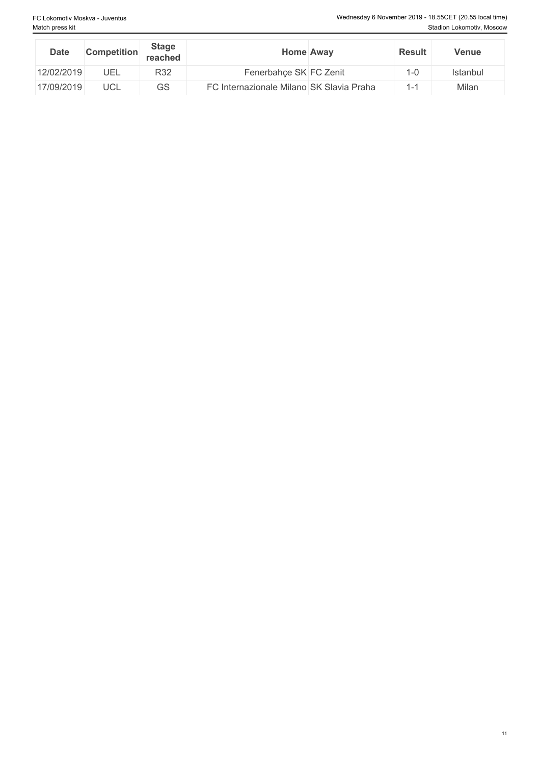| Date | Competition | Stage reached | Home | Away | Result | Venue |
|---|---|---|---|---|---|---|
| 12/02/2019 | UEL | R32 | Fenerbahçe SK | FC Zenit | 1-0 | Istanbul |
| 17/09/2019 | UCL | GS | FC Internazionale Milano | SK Slavia Praha | 1-1 | Milan |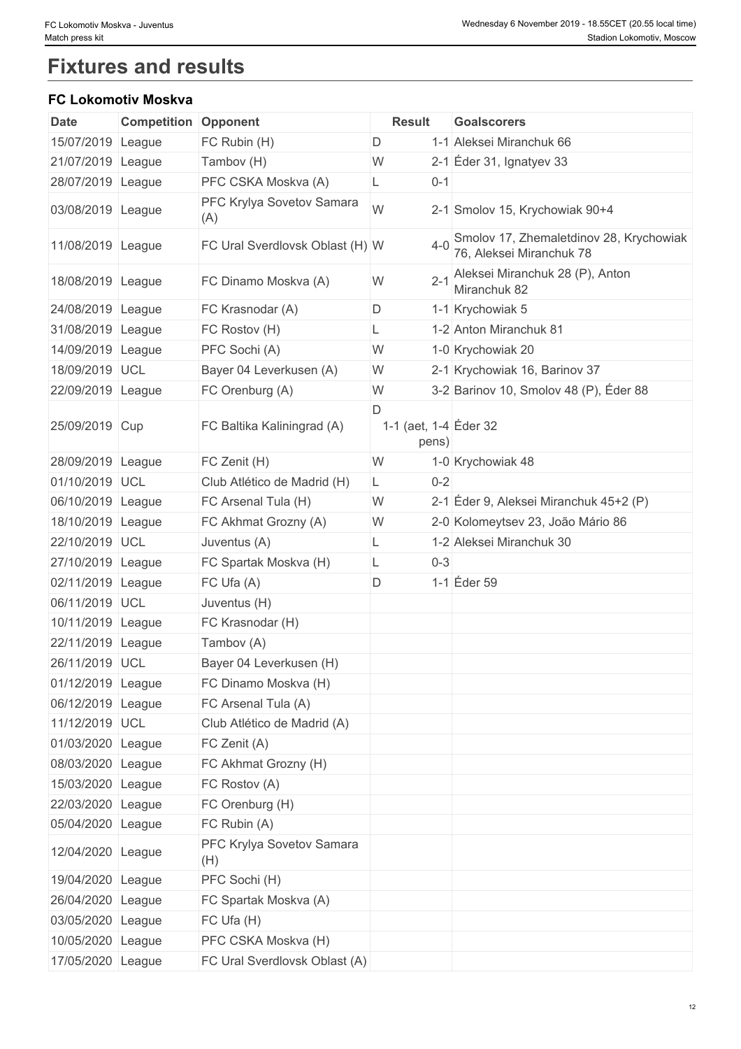# Fixtures and results

### FC Lokomotiv Moskva

| Date | Competition | Opponent | Result | | Goalscorers |
|---|---|---|---|---|---|
| 15/07/2019 | League | FC Rubin (H) | D | 1-1 | Aleksei Miranchuk 66 |
| 21/07/2019 | League | Tambov (H) | W | 2-1 | Éder 31, Ignatyev 33 |
| 28/07/2019 | League | PFC CSKA Moskva (A) | L | 0-1 | |
| 03/08/2019 | League | PFC Krylya Sovetov Samara (A) | W | 2-1 | Smolov 15, Krychowiak 90+4 |
| 11/08/2019 | League | FC Ural Sverdlovsk Oblast (H) | W | 4-0 | Smolov 17, Zhemaletdinov 28, Krychowiak 76, Aleksei Miranchuk 78 |
| 18/08/2019 | League | FC Dinamo Moskva (A) | W | 2-1 | Aleksei Miranchuk 28 (P), Anton Miranchuk 82 |
| 24/08/2019 | League | FC Krasnodar (A) | D | 1-1 | Krychowiak 5 |
| 31/08/2019 | League | FC Rostov (H) | L | 1-2 | Anton Miranchuk 81 |
| 14/09/2019 | League | PFC Sochi (A) | W | 1-0 | Krychowiak 20 |
| 18/09/2019 | UCL | Bayer 04 Leverkusen (A) | W | 2-1 | Krychowiak 16, Barinov 37 |
| 22/09/2019 | League | FC Orenburg (A) | W | 3-2 | Barinov 10, Smolov 48 (P), Éder 88 |
| 25/09/2019 | Cup | FC Baltika Kaliningrad (A) | D | 1-1 (aet, 1-4 pens) | Éder 32 |
| 28/09/2019 | League | FC Zenit (H) | W | 1-0 | Krychowiak 48 |
| 01/10/2019 | UCL | Club Atlético de Madrid (H) | L | 0-2 | |
| 06/10/2019 | League | FC Arsenal Tula (H) | W | 2-1 | Éder 9, Aleksei Miranchuk 45+2 (P) |
| 18/10/2019 | League | FC Akhmat Grozny (A) | W | 2-0 | Kolomeytsev 23, João Mário 86 |
| 22/10/2019 | UCL | Juventus (A) | L | 1-2 | Aleksei Miranchuk 30 |
| 27/10/2019 | League | FC Spartak Moskva (H) | L | 0-3 | |
| 02/11/2019 | League | FC Ufa (A) | D | 1-1 | Éder 59 |
| 06/11/2019 | UCL | Juventus (H) | | | |
| 10/11/2019 | League | FC Krasnodar (H) | | | |
| 22/11/2019 | League | Tambov (A) | | | |
| 26/11/2019 | UCL | Bayer 04 Leverkusen (H) | | | |
| 01/12/2019 | League | FC Dinamo Moskva (H) | | | |
| 06/12/2019 | League | FC Arsenal Tula (A) | | | |
| 11/12/2019 | UCL | Club Atlético de Madrid (A) | | | |
| 01/03/2020 | League | FC Zenit (A) | | | |
| 08/03/2020 | League | FC Akhmat Grozny (H) | | | |
| 15/03/2020 | League | FC Rostov (A) | | | |
| 22/03/2020 | League | FC Orenburg (H) | | | |
| 05/04/2020 | League | FC Rubin (A) | | | |
| 12/04/2020 | League | PFC Krylya Sovetov Samara (H) | | | |
| 19/04/2020 | League | PFC Sochi (H) | | | |
| 26/04/2020 | League | FC Spartak Moskva (A) | | | |
| 03/05/2020 | League | FC Ufa (H) | | | |
| 10/05/2020 | League | PFC CSKA Moskva (H) | | | |
| 17/05/2020 | League | FC Ural Sverdlovsk Oblast (A) | | | |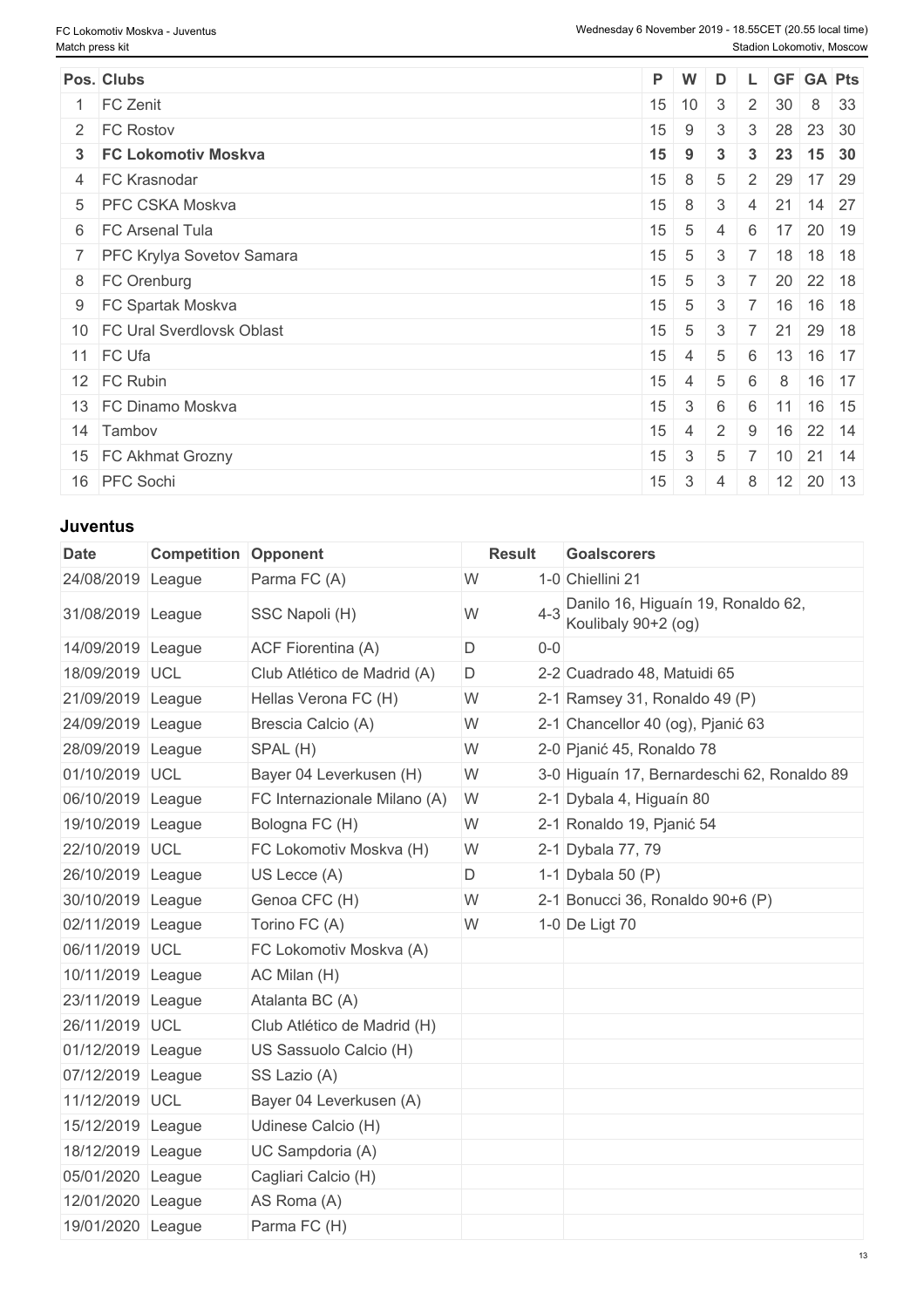| Pos. | Clubs | P | W | D | L | GF | GA | Pts |
|---|---|---|---|---|---|---|---|---|
| 1 | FC Zenit | 15 | 10 | 3 | 2 | 30 | 8 | 33 |
| 2 | FC Rostov | 15 | 9 | 3 | 3 | 28 | 23 | 30 |
| **3** | **FC Lokomotiv Moskva** | **15** | **9** | **3** | **3** | **23** | **15** | **30** |
| 4 | FC Krasnodar | 15 | 8 | 5 | 2 | 29 | 17 | 29 |
| 5 | PFC CSKA Moskva | 15 | 8 | 3 | 4 | 21 | 14 | 27 |
| 6 | FC Arsenal Tula | 15 | 5 | 4 | 6 | 17 | 20 | 19 |
| 7 | PFC Krylya Sovetov Samara | 15 | 5 | 3 | 7 | 18 | 18 | 18 |
| 8 | FC Orenburg | 15 | 5 | 3 | 7 | 20 | 22 | 18 |
| 9 | FC Spartak Moskva | 15 | 5 | 3 | 7 | 16 | 16 | 18 |
| 10 | FC Ural Sverdlovsk Oblast | 15 | 5 | 3 | 7 | 21 | 29 | 18 |
| 11 | FC Ufa | 15 | 4 | 5 | 6 | 13 | 16 | 17 |
| 12 | FC Rubin | 15 | 4 | 5 | 6 | 8 | 16 | 17 |
| 13 | FC Dinamo Moskva | 15 | 3 | 6 | 6 | 11 | 16 | 15 |
| 14 | Tambov | 15 | 4 | 2 | 9 | 16 | 22 | 14 |
| 15 | FC Akhmat Grozny | 15 | 3 | 5 | 7 | 10 | 21 | 14 |
| 16 | PFC Sochi | 15 | 3 | 4 | 8 | 12 | 20 | 13 |

## Juventus

| Date | Competition | Opponent | Result | | Goalscorers |
|---|---|---|---|---|---|
| 24/08/2019 | League | Parma FC (A) | W | 1-0 | Chiellini 21 |
| 31/08/2019 | League | SSC Napoli (H) | W | 4-3 | Danilo 16, Higuaín 19, Ronaldo 62, Koulibaly 90+2 (og) |
| 14/09/2019 | League | ACF Fiorentina (A) | D | 0-0 | |
| 18/09/2019 | UCL | Club Atlético de Madrid (A) | D | 2-2 | Cuadrado 48, Matuidi 65 |
| 21/09/2019 | League | Hellas Verona FC (H) | W | 2-1 | Ramsey 31, Ronaldo 49 (P) |
| 24/09/2019 | League | Brescia Calcio (A) | W | 2-1 | Chancellor 40 (og), Pjanić 63 |
| 28/09/2019 | League | SPAL (H) | W | 2-0 | Pjanić 45, Ronaldo 78 |
| 01/10/2019 | UCL | Bayer 04 Leverkusen (H) | W | 3-0 | Higuaín 17, Bernardeschi 62, Ronaldo 89 |
| 06/10/2019 | League | FC Internazionale Milano (A) | W | 2-1 | Dybala 4, Higuaín 80 |
| 19/10/2019 | League | Bologna FC (H) | W | 2-1 | Ronaldo 19, Pjanić 54 |
| 22/10/2019 | UCL | FC Lokomotiv Moskva (H) | W | 2-1 | Dybala 77, 79 |
| 26/10/2019 | League | US Lecce (A) | D | 1-1 | Dybala 50 (P) |
| 30/10/2019 | League | Genoa CFC (H) | W | 2-1 | Bonucci 36, Ronaldo 90+6 (P) |
| 02/11/2019 | League | Torino FC (A) | W | 1-0 | De Ligt 70 |
| 06/11/2019 | UCL | FC Lokomotiv Moskva (A) | | | |
| 10/11/2019 | League | AC Milan (H) | | | |
| 23/11/2019 | League | Atalanta BC (A) | | | |
| 26/11/2019 | UCL | Club Atlético de Madrid (H) | | | |
| 01/12/2019 | League | US Sassuolo Calcio (H) | | | |
| 07/12/2019 | League | SS Lazio (A) | | | |
| 11/12/2019 | UCL | Bayer 04 Leverkusen (A) | | | |
| 15/12/2019 | League | Udinese Calcio (H) | | | |
| 18/12/2019 | League | UC Sampdoria (A) | | | |
| 05/01/2020 | League | Cagliari Calcio (H) | | | |
| 12/01/2020 | League | AS Roma (A) | | | |
| 19/01/2020 | League | Parma FC (H) | | | |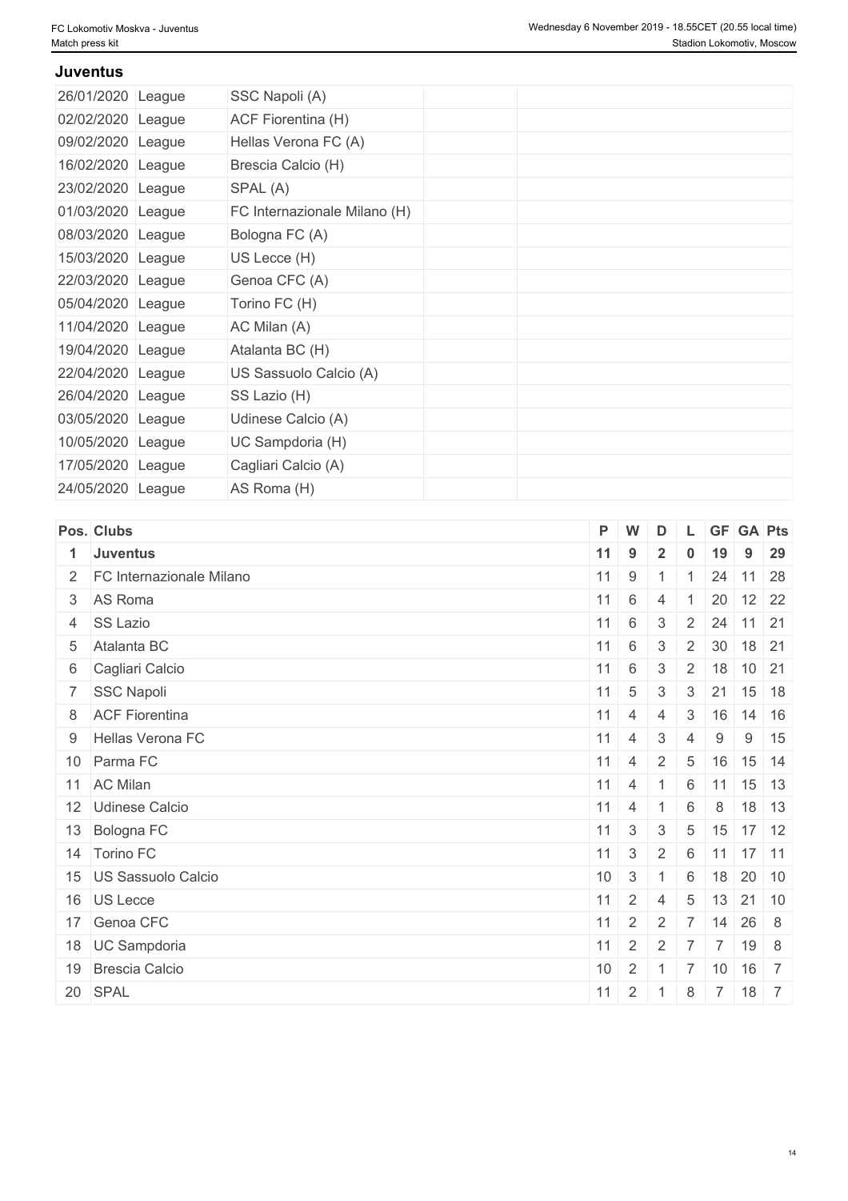## Juventus

| | | | | |
|---|---|---|---|---|
| 26/01/2020 | League | SSC Napoli (A) | | |
| 02/02/2020 | League | ACF Fiorentina (H) | | |
| 09/02/2020 | League | Hellas Verona FC (A) | | |
| 16/02/2020 | League | Brescia Calcio (H) | | |
| 23/02/2020 | League | SPAL (A) | | |
| 01/03/2020 | League | FC Internazionale Milano (H) | | |
| 08/03/2020 | League | Bologna FC (A) | | |
| 15/03/2020 | League | US Lecce (H) | | |
| 22/03/2020 | League | Genoa CFC (A) | | |
| 05/04/2020 | League | Torino FC (H) | | |
| 11/04/2020 | League | AC Milan (A) | | |
| 19/04/2020 | League | Atalanta BC (H) | | |
| 22/04/2020 | League | US Sassuolo Calcio (A) | | |
| 26/04/2020 | League | SS Lazio (H) | | |
| 03/05/2020 | League | Udinese Calcio (A) | | |
| 10/05/2020 | League | UC Sampdoria (H) | | |
| 17/05/2020 | League | Cagliari Calcio (A) | | |
| 24/05/2020 | League | AS Roma (H) | | |

| Pos. | Clubs | P | W | D | L | GF | GA | Pts |
|---|---|---|---|---|---|---|---|---|
| **1** | **Juventus** | **11** | **9** | **2** | **0** | **19** | **9** | **29** |
| 2 | FC Internazionale Milano | 11 | 9 | 1 | 1 | 24 | 11 | 28 |
| 3 | AS Roma | 11 | 6 | 4 | 1 | 20 | 12 | 22 |
| 4 | SS Lazio | 11 | 6 | 3 | 2 | 24 | 11 | 21 |
| 5 | Atalanta BC | 11 | 6 | 3 | 2 | 30 | 18 | 21 |
| 6 | Cagliari Calcio | 11 | 6 | 3 | 2 | 18 | 10 | 21 |
| 7 | SSC Napoli | 11 | 5 | 3 | 3 | 21 | 15 | 18 |
| 8 | ACF Fiorentina | 11 | 4 | 4 | 3 | 16 | 14 | 16 |
| 9 | Hellas Verona FC | 11 | 4 | 3 | 4 | 9 | 9 | 15 |
| 10 | Parma FC | 11 | 4 | 2 | 5 | 16 | 15 | 14 |
| 11 | AC Milan | 11 | 4 | 1 | 6 | 11 | 15 | 13 |
| 12 | Udinese Calcio | 11 | 4 | 1 | 6 | 8 | 18 | 13 |
| 13 | Bologna FC | 11 | 3 | 3 | 5 | 15 | 17 | 12 |
| 14 | Torino FC | 11 | 3 | 2 | 6 | 11 | 17 | 11 |
| 15 | US Sassuolo Calcio | 10 | 3 | 1 | 6 | 18 | 20 | 10 |
| 16 | US Lecce | 11 | 2 | 4 | 5 | 13 | 21 | 10 |
| 17 | Genoa CFC | 11 | 2 | 2 | 7 | 14 | 26 | 8 |
| 18 | UC Sampdoria | 11 | 2 | 2 | 7 | 7 | 19 | 8 |
| 19 | Brescia Calcio | 10 | 2 | 1 | 7 | 10 | 16 | 7 |
| 20 | SPAL | 11 | 2 | 1 | 8 | 7 | 18 | 7 |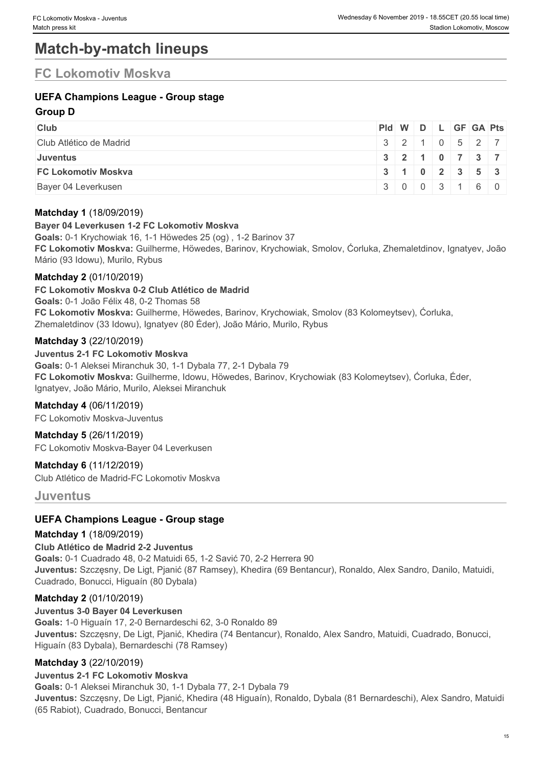# Match-by-match lineups

## FC Lokomotiv Moskva

### UEFA Champions League - Group stage

**Group D**

| Club | Pld | W | D | L | GF | GA | Pts |
|---|---|---|---|---|---|---|---|
| Club Atlético de Madrid | 3 | 2 | 1 | 0 | 5 | 2 | 7 |
| **Juventus** | **3** | **2** | **1** | **0** | **7** | **3** | **7** |
| **FC Lokomotiv Moskva** | **3** | **1** | **0** | **2** | **3** | **5** | **3** |
| Bayer 04 Leverkusen | 3 | 0 | 0 | 3 | 1 | 6 | 0 |

**Matchday 1** (18/09/2019)

**Bayer 04 Leverkusen 1-2 FC Lokomotiv Moskva**

**Goals:** 0-1 Krychowiak 16, 1-1 Höwedes 25 (og) , 1-2 Barinov 37

**FC Lokomotiv Moskva:** Guilherme, Höwedes, Barinov, Krychowiak, Smolov, Ćorluka, Zhemaletdinov, Ignatyev, João Mário (93 Idowu), Rybus

**Matchday 2** (01/10/2019)

**FC Lokomotiv Moskva 0-2 Club Atlético de Madrid**

**Goals:** 0-1 João Félix 48, 0-2 Thomas 58

**FC Lokomotiv Moskva:** Guilherme, Höwedes, Barinov, Krychowiak, Smolov (83 Kolomeytsev), Ćorluka, Zhemaletdinov (33 Idowu), Ignatyev (80 Éder), João Mário, Murilo, Rybus

**Matchday 3** (22/10/2019)

**Juventus 2-1 FC Lokomotiv Moskva**

**Goals:** 0-1 Aleksei Miranchuk 30, 1-1 Dybala 77, 2-1 Dybala 79

**FC Lokomotiv Moskva:** Guilherme, Idowu, Höwedes, Barinov, Krychowiak (83 Kolomeytsev), Ćorluka, Éder, Ignatyev, João Mário, Murilo, Aleksei Miranchuk

**Matchday 4** (06/11/2019)

FC Lokomotiv Moskva-Juventus

**Matchday 5** (26/11/2019)

FC Lokomotiv Moskva-Bayer 04 Leverkusen

**Matchday 6** (11/12/2019)

Club Atlético de Madrid-FC Lokomotiv Moskva

## Juventus

### UEFA Champions League - Group stage

**Matchday 1** (18/09/2019)

**Club Atlético de Madrid 2-2 Juventus**

**Goals:** 0-1 Cuadrado 48, 0-2 Matuidi 65, 1-2 Savić 70, 2-2 Herrera 90

**Juventus:** Szczęsny, De Ligt, Pjanić (87 Ramsey), Khedira (69 Bentancur), Ronaldo, Alex Sandro, Danilo, Matuidi, Cuadrado, Bonucci, Higuaín (80 Dybala)

**Matchday 2** (01/10/2019)

**Juventus 3-0 Bayer 04 Leverkusen**

**Goals:** 1-0 Higuaín 17, 2-0 Bernardeschi 62, 3-0 Ronaldo 89

**Juventus:** Szczęsny, De Ligt, Pjanić, Khedira (74 Bentancur), Ronaldo, Alex Sandro, Matuidi, Cuadrado, Bonucci, Higuaín (83 Dybala), Bernardeschi (78 Ramsey)

**Matchday 3** (22/10/2019)

**Juventus 2-1 FC Lokomotiv Moskva**

**Goals:** 0-1 Aleksei Miranchuk 30, 1-1 Dybala 77, 2-1 Dybala 79

**Juventus:** Szczęsny, De Ligt, Pjanić, Khedira (48 Higuaín), Ronaldo, Dybala (81 Bernardeschi), Alex Sandro, Matuidi (65 Rabiot), Cuadrado, Bonucci, Bentancur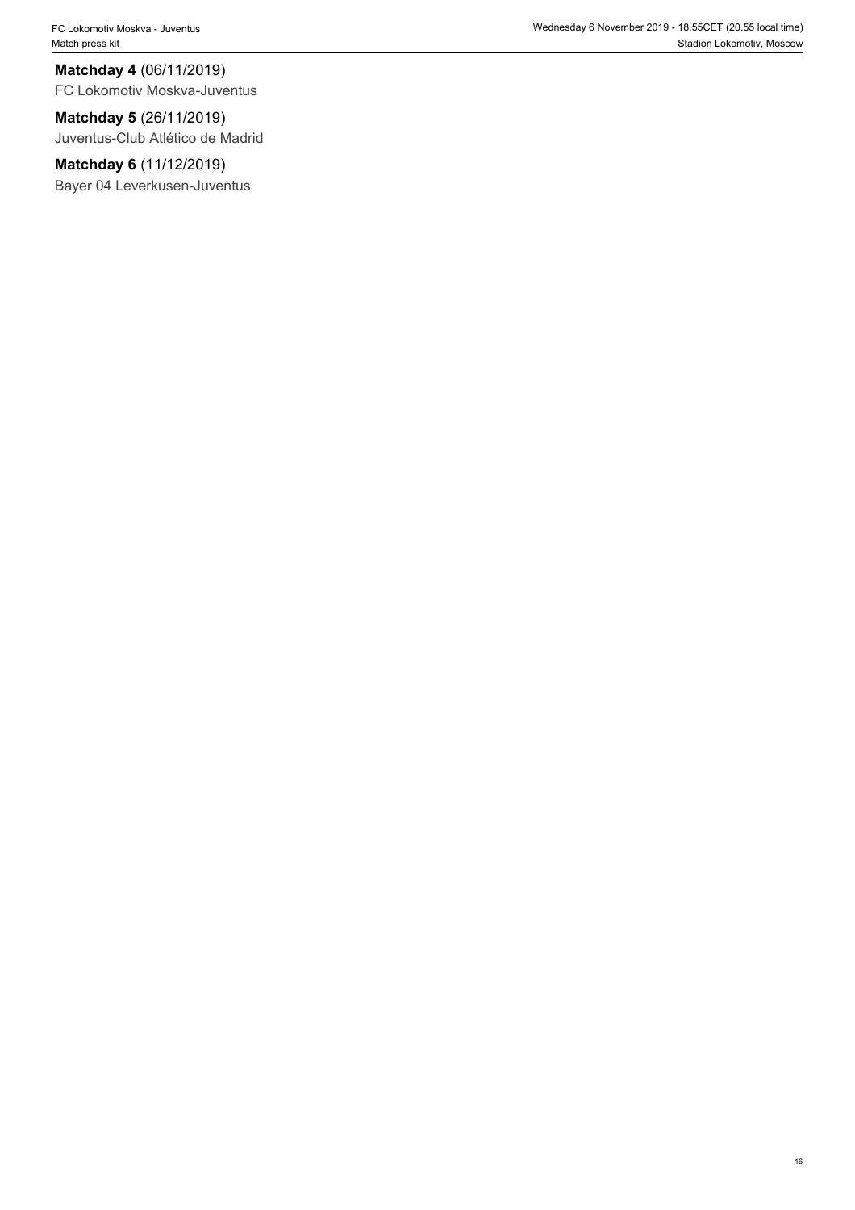**Matchday 4** (06/11/2019)
FC Lokomotiv Moskva-Juventus

**Matchday 5** (26/11/2019)
Juventus-Club Atlético de Madrid

**Matchday 6** (11/12/2019)
Bayer 04 Leverkusen-Juventus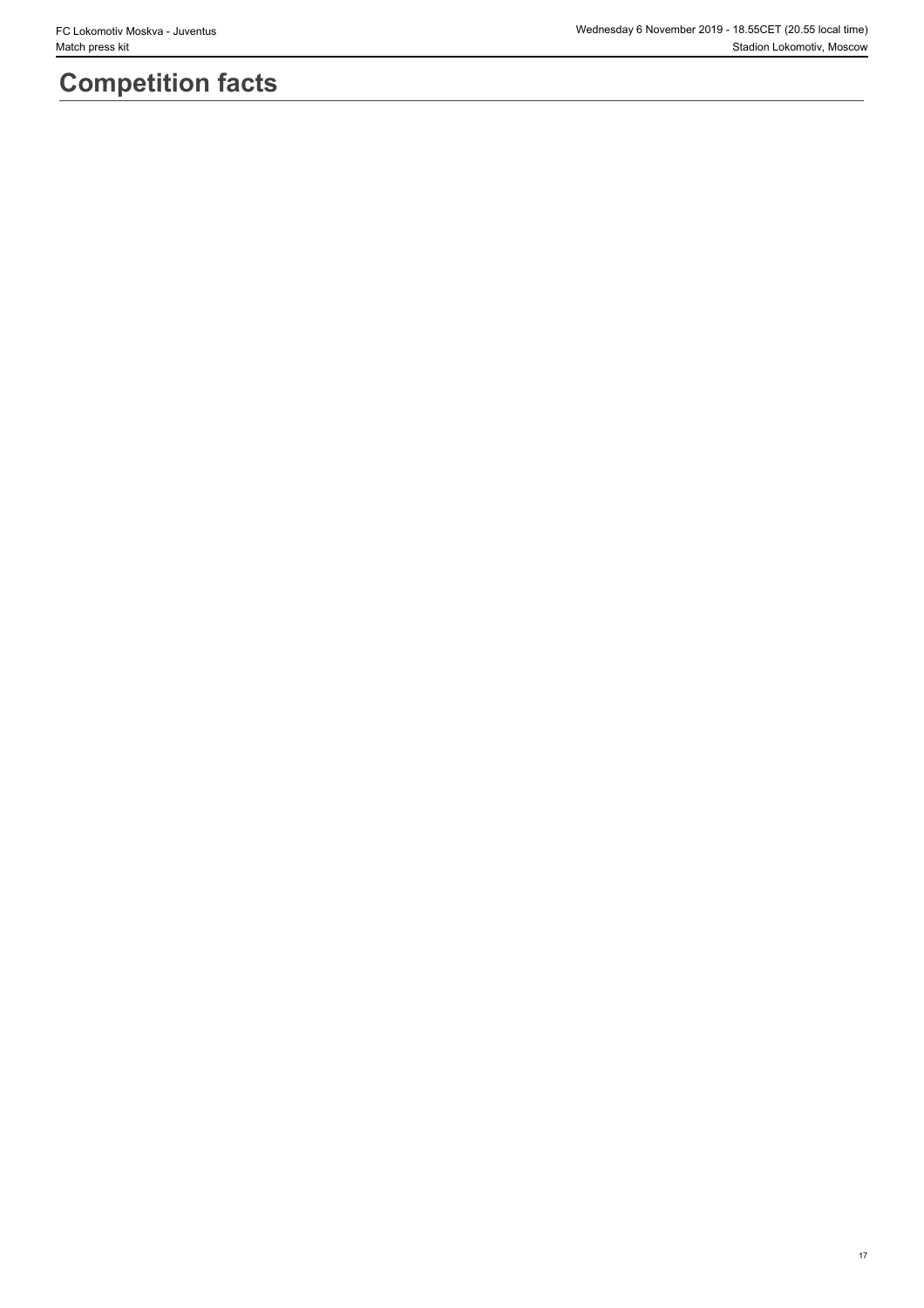# Competition facts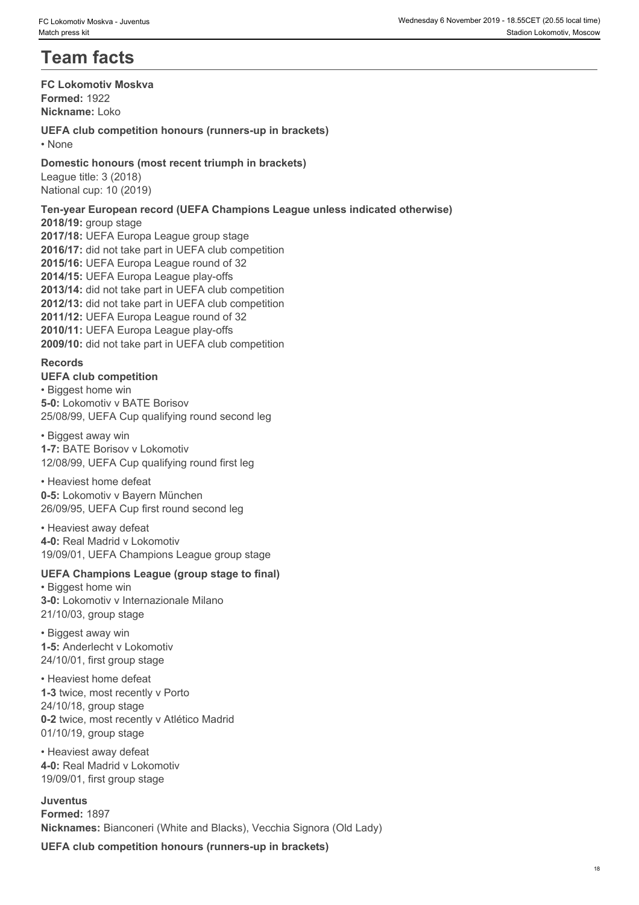# Team facts

**FC Lokomotiv Moskva**
**Formed:** 1922
**Nickname:** Loko

**UEFA club competition honours (runners-up in brackets)**
• None

**Domestic honours (most recent triumph in brackets)**
League title: 3 (2018)
National cup: 10 (2019)

**Ten-year European record (UEFA Champions League unless indicated otherwise)**
**2018/19:** group stage
**2017/18:** UEFA Europa League group stage
**2016/17:** did not take part in UEFA club competition
**2015/16:** UEFA Europa League round of 32
**2014/15:** UEFA Europa League play-offs
**2013/14:** did not take part in UEFA club competition
**2012/13:** did not take part in UEFA club competition
**2011/12:** UEFA Europa League round of 32
**2010/11:** UEFA Europa League play-offs
**2009/10:** did not take part in UEFA club competition

**Records**

**UEFA club competition**

• Biggest home win
**5-0:** Lokomotiv v BATE Borisov
25/08/99, UEFA Cup qualifying round second leg

• Biggest away win
**1-7:** BATE Borisov v Lokomotiv
12/08/99, UEFA Cup qualifying round first leg

• Heaviest home defeat
**0-5:** Lokomotiv v Bayern München
26/09/95, UEFA Cup first round second leg

• Heaviest away defeat
**4-0:** Real Madrid v Lokomotiv
19/09/01, UEFA Champions League group stage

**UEFA Champions League (group stage to final)**

• Biggest home win
**3-0:** Lokomotiv v Internazionale Milano
21/10/03, group stage

• Biggest away win
**1-5:** Anderlecht v Lokomotiv
24/10/01, first group stage

• Heaviest home defeat
**1-3** twice, most recently v Porto
24/10/18, group stage
**0-2** twice, most recently v Atlético Madrid
01/10/19, group stage

• Heaviest away defeat
**4-0:** Real Madrid v Lokomotiv
19/09/01, first group stage

**Juventus**
**Formed:** 1897
**Nicknames:** Bianconeri (White and Blacks), Vecchia Signora (Old Lady)

**UEFA club competition honours (runners-up in brackets)**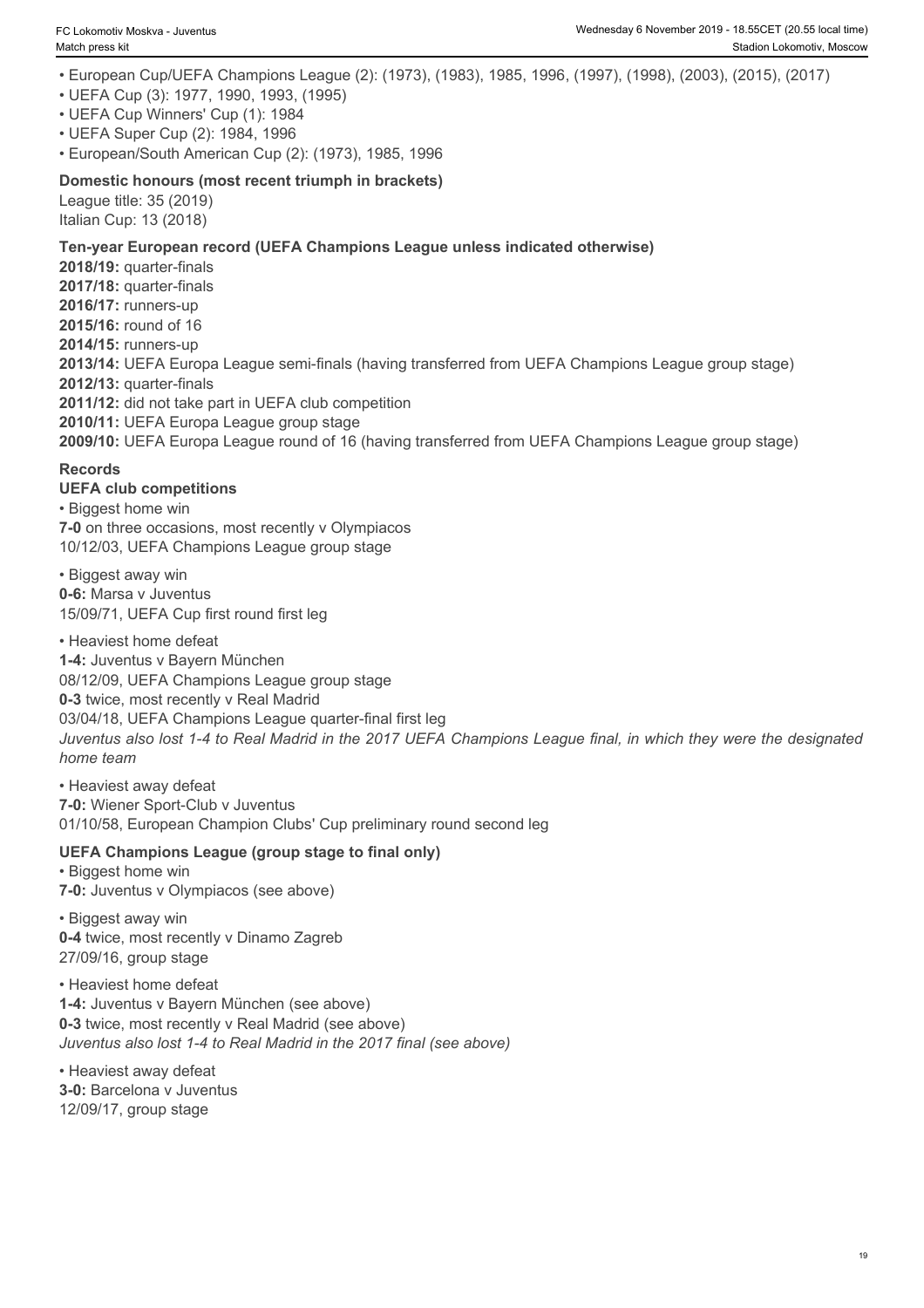- European Cup/UEFA Champions League (2): (1973), (1983), 1985, 1996, (1997), (1998), (2003), (2015), (2017)
- UEFA Cup (3): 1977, 1990, 1993, (1995)
- UEFA Cup Winners' Cup (1): 1984
- UEFA Super Cup (2): 1984, 1996
- European/South American Cup (2): (1973), 1985, 1996

**Domestic honours (most recent triumph in brackets)**

League title: 35 (2019)
Italian Cup: 13 (2018)

**Ten-year European record (UEFA Champions League unless indicated otherwise)**

**2018/19:** quarter-finals
**2017/18:** quarter-finals
**2016/17:** runners-up
**2015/16:** round of 16
**2014/15:** runners-up
**2013/14:** UEFA Europa League semi-finals (having transferred from UEFA Champions League group stage)
**2012/13:** quarter-finals
**2011/12:** did not take part in UEFA club competition
**2010/11:** UEFA Europa League group stage
**2009/10:** UEFA Europa League round of 16 (having transferred from UEFA Champions League group stage)

**Records**

**UEFA club competitions**

- Biggest home win

**7-0** on three occasions, most recently v Olympiacos
10/12/03, UEFA Champions League group stage

- Biggest away win

**0-6:** Marsa v Juventus
15/09/71, UEFA Cup first round first leg

- Heaviest home defeat

**1-4:** Juventus v Bayern München
08/12/09, UEFA Champions League group stage
**0-3** twice, most recently v Real Madrid
03/04/18, UEFA Champions League quarter-final first leg
*Juventus also lost 1-4 to Real Madrid in the 2017 UEFA Champions League final, in which they were the designated home team*

- Heaviest away defeat

**7-0:** Wiener Sport-Club v Juventus
01/10/58, European Champion Clubs' Cup preliminary round second leg

**UEFA Champions League (group stage to final only)**

- Biggest home win

**7-0:** Juventus v Olympiacos (see above)

- Biggest away win

**0-4** twice, most recently v Dinamo Zagreb
27/09/16, group stage

- Heaviest home defeat

**1-4:** Juventus v Bayern München (see above)
**0-3** twice, most recently v Real Madrid (see above)
*Juventus also lost 1-4 to Real Madrid in the 2017 final (see above)*

- Heaviest away defeat

**3-0:** Barcelona v Juventus
12/09/17, group stage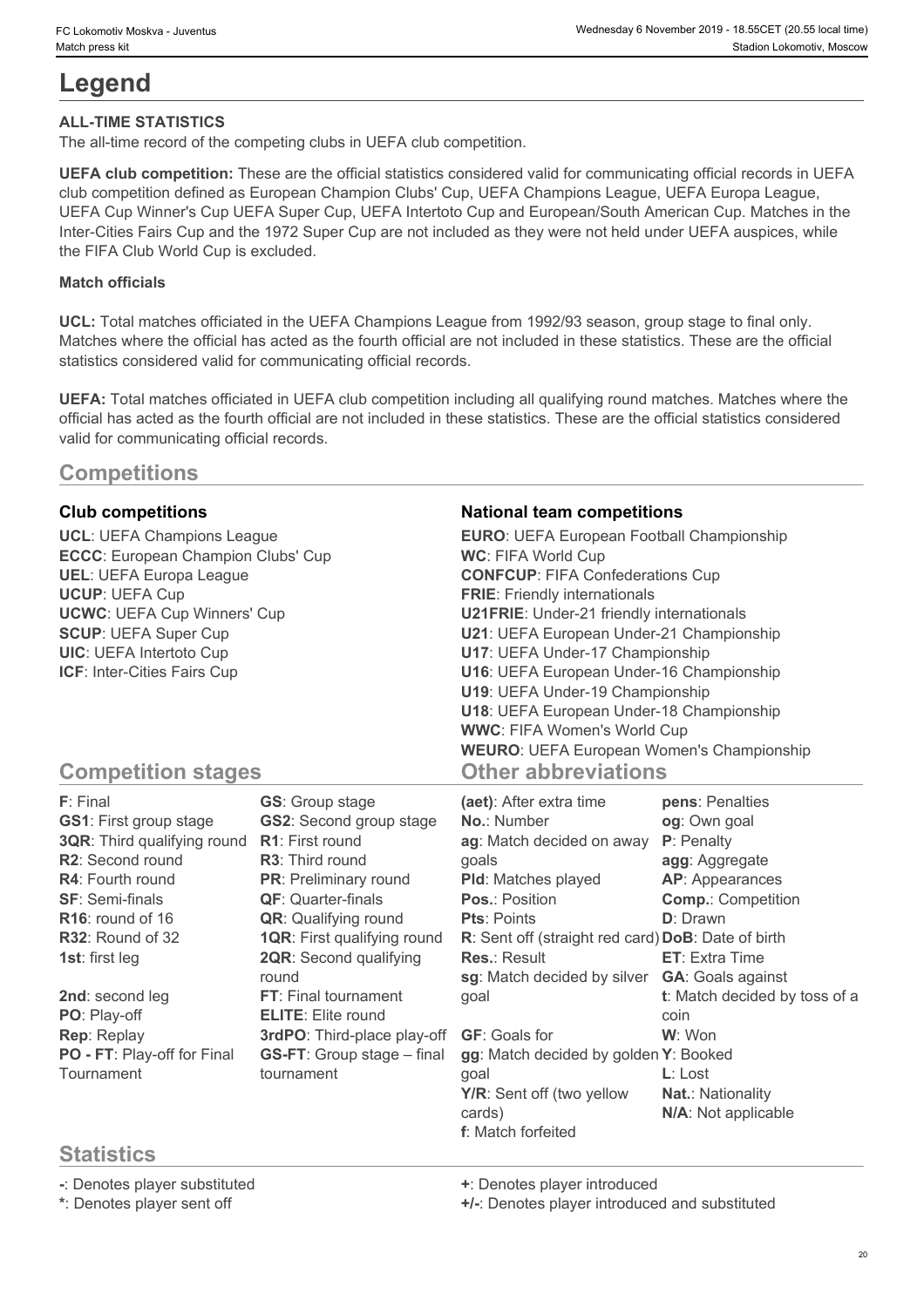# Legend

**ALL-TIME STATISTICS**

The all-time record of the competing clubs in UEFA club competition.

**UEFA club competition:** These are the official statistics considered valid for communicating official records in UEFA club competition defined as European Champion Clubs' Cup, UEFA Champions League, UEFA Europa League, UEFA Cup Winner's Cup UEFA Super Cup, UEFA Intertoto Cup and European/South American Cup. Matches in the Inter-Cities Fairs Cup and the 1972 Super Cup are not included as they were not held under UEFA auspices, while the FIFA Club World Cup is excluded.

**Match officials**

**UCL:** Total matches officiated in the UEFA Champions League from 1992/93 season, group stage to final only. Matches where the official has acted as the fourth official are not included in these statistics. These are the official statistics considered valid for communicating official records.

**UEFA:** Total matches officiated in UEFA club competition including all qualifying round matches. Matches where the official has acted as the fourth official are not included in these statistics. These are the official statistics considered valid for communicating official records.

## Competitions

### Club competitions

**UCL**: UEFA Champions League
**ECCC**: European Champion Clubs' Cup
**UEL**: UEFA Europa League
**UCUP**: UEFA Cup
**UCWC**: UEFA Cup Winners' Cup
**SCUP**: UEFA Super Cup
**UIC**: UEFA Intertoto Cup
**ICF**: Inter-Cities Fairs Cup

### National team competitions

**EURO**: UEFA European Football Championship
**WC**: FIFA World Cup
**CONFCUP**: FIFA Confederations Cup
**FRIE**: Friendly internationals
**U21FRIE**: Under-21 friendly internationals
**U21**: UEFA European Under-21 Championship
**U17**: UEFA Under-17 Championship
**U16**: UEFA European Under-16 Championship
**U19**: UEFA Under-19 Championship
**U18**: UEFA European Under-18 Championship
**WWC**: FIFA Women's World Cup
**WEURO**: UEFA European Women's Championship

## Competition stages

**F**: Final
**GS1**: First group stage
**3QR**: Third qualifying round
**R2**: Second round
**R4**: Fourth round
**SF**: Semi-finals
**R16**: round of 16
**R32**: Round of 32
**1st**: first leg
**2nd**: second leg
**PO**: Play-off
**Rep**: Replay
**PO - FT**: Play-off for Final Tournament
**GS**: Group stage
**GS2**: Second group stage
**R1**: First round
**R3**: Third round
**PR**: Preliminary round
**QF**: Quarter-finals
**QR**: Qualifying round
**1QR**: First qualifying round
**2QR**: Second qualifying round
**FT**: Final tournament
**ELITE**: Elite round
**3rdPO**: Third-place play-off
**GS-FT**: Group stage – final tournament

## Other abbreviations

**(aet)**: After extra time
**No.**: Number
**ag**: Match decided on away goals
**Pld**: Matches played
**Pos.**: Position
**Pts**: Points
**R**: Sent off (straight red card)
**Res.**: Result
**sg**: Match decided by silver goal
**GF**: Goals for
**gg**: Match decided by golden goal
**Y/R**: Sent off (two yellow cards)
**f**: Match forfeited
**pens**: Penalties
**og**: Own goal
**P**: Penalty
**agg**: Aggregate
**AP**: Appearances
**Comp.**: Competition
**D**: Drawn
**DoB**: Date of birth
**ET**: Extra Time
**GA**: Goals against
**t**: Match decided by toss of a coin
**W**: Won
**Y**: Booked
**L**: Lost
**Nat.**: Nationality
**N/A**: Not applicable

## Statistics

**-**: Denotes player substituted
**\***: Denotes player sent off
**+**: Denotes player introduced
**+/-**: Denotes player introduced and substituted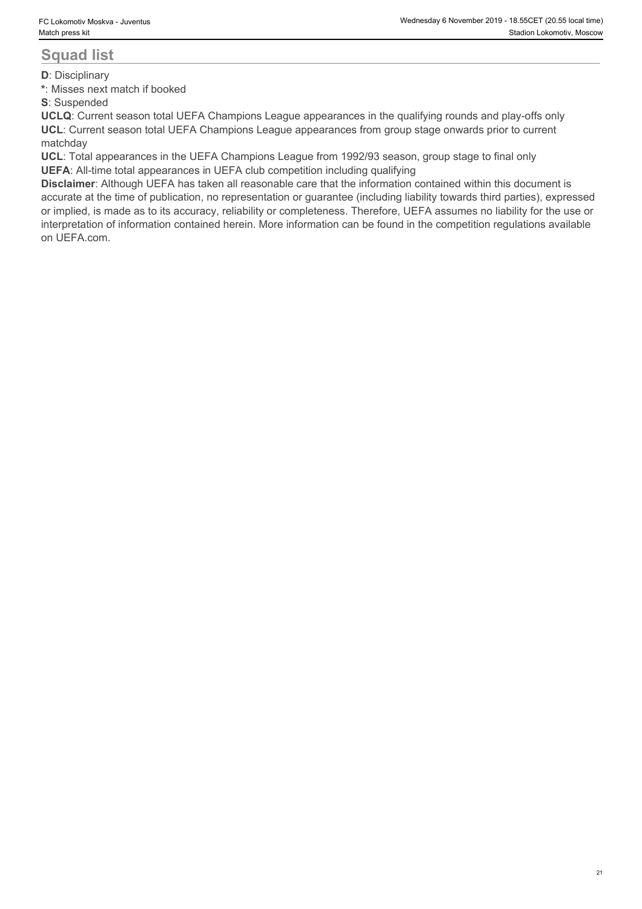## Squad list

**D**: Disciplinary

**\***: Misses next match if booked

**S**: Suspended

**UCLQ**: Current season total UEFA Champions League appearances in the qualifying rounds and play-offs only

**UCL**: Current season total UEFA Champions League appearances from group stage onwards prior to current matchday

**UCL**: Total appearances in the UEFA Champions League from 1992/93 season, group stage to final only

**UEFA**: All-time total appearances in UEFA club competition including qualifying

**Disclaimer**: Although UEFA has taken all reasonable care that the information contained within this document is accurate at the time of publication, no representation or guarantee (including liability towards third parties), expressed or implied, is made as to its accuracy, reliability or completeness. Therefore, UEFA assumes no liability for the use or interpretation of information contained herein. More information can be found in the competition regulations available on UEFA.com.